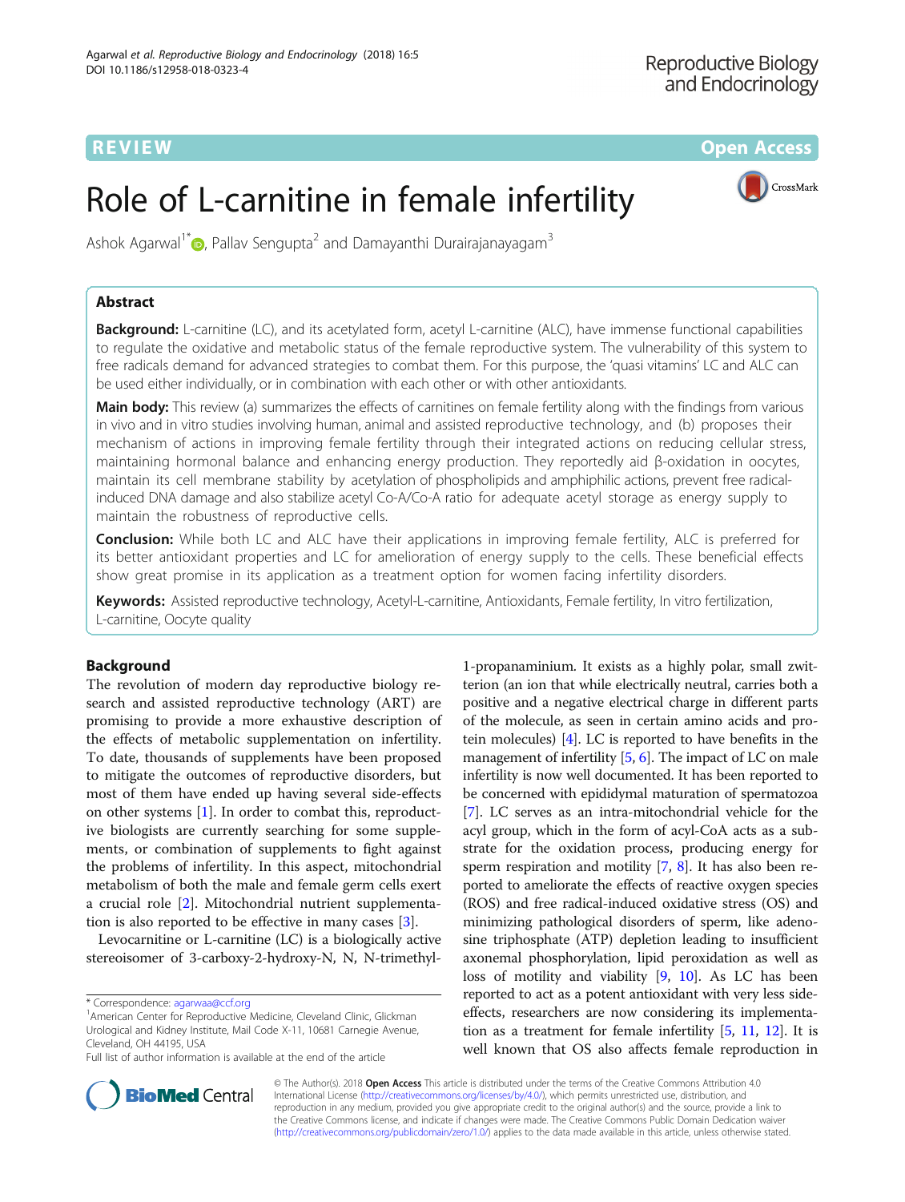REVIEW Open Access

# Role of L-carnitine in female infertility

Ashok Agarwal[1*], Pallav Sengupta[2] and Damayanthi Durairajanayagam[3]

## Abstract

**Background:** L-carnitine (LC), and its acetylated form, acetyl L-carnitine (ALC), have immense functional capabilities to regulate the oxidative and metabolic status of the female reproductive system. The vulnerability of this system to free radicals demand for advanced strategies to combat them. For this purpose, the 'quasi vitamins' LC and ALC can be used either individually, or in combination with each other or with other antioxidants.

**Main body:** This review (a) summarizes the effects of carnitines on female fertility along with the findings from various in vivo and in vitro studies involving human, animal and assisted reproductive technology, and (b) proposes their mechanism of actions in improving female fertility through their integrated actions on reducing cellular stress, maintaining hormonal balance and enhancing energy production. They reportedly aid β-oxidation in oocytes, maintain its cell membrane stability by acetylation of phospholipids and amphiphilic actions, prevent free radical-induced DNA damage and also stabilize acetyl Co-A/Co-A ratio for adequate acetyl storage as energy supply to maintain the robustness of reproductive cells.

**Conclusion:** While both LC and ALC have their applications in improving female fertility, ALC is preferred for its better antioxidant properties and LC for amelioration of energy supply to the cells. These beneficial effects show great promise in its application as a treatment option for women facing infertility disorders.

**Keywords:** Assisted reproductive technology, Acetyl-L-carnitine, Antioxidants, Female fertility, In vitro fertilization, L-carnitine, Oocyte quality

## Background

The revolution of modern day reproductive biology research and assisted reproductive technology (ART) are promising to provide a more exhaustive description of the effects of metabolic supplementation on infertility. To date, thousands of supplements have been proposed to mitigate the outcomes of reproductive disorders, but most of them have ended up having several side-effects on other systems [1]. In order to combat this, reproductive biologists are currently searching for some supplements, or combination of supplements to fight against the problems of infertility. In this aspect, mitochondrial metabolism of both the male and female germ cells exert a crucial role [2]. Mitochondrial nutrient supplementation is also reported to be effective in many cases [3].

Levocarnitine or L-carnitine (LC) is a biologically active stereoisomer of 3-carboxy-2-hydroxy-N, N, N-trimethyl-1-propanaminium. It exists as a highly polar, small zwitterion (an ion that while electrically neutral, carries both a positive and a negative electrical charge in different parts of the molecule, as seen in certain amino acids and protein molecules) [4]. LC is reported to have benefits in the management of infertility [5, 6]. The impact of LC on male infertility is now well documented. It has been reported to be concerned with epididymal maturation of spermatozoa [7]. LC serves as an intra-mitochondrial vehicle for the acyl group, which in the form of acyl-CoA acts as a substrate for the oxidation process, producing energy for sperm respiration and motility [7, 8]. It has also been reported to ameliorate the effects of reactive oxygen species (ROS) and free radical-induced oxidative stress (OS) and minimizing pathological disorders of sperm, like adenosine triphosphate (ATP) depletion leading to insufficient axonemal phosphorylation, lipid peroxidation as well as loss of motility and viability [9, 10]. As LC has been reported to act as a potent antioxidant with very less side-effects, researchers are now considering its implementation as a treatment for female infertility [5, 11, 12]. It is well known that OS also affects female reproduction in

* Correspondence: agarwaa@ccf.org
[1]American Center for Reproductive Medicine, Cleveland Clinic, Glickman Urological and Kidney Institute, Mail Code X-11, 10681 Carnegie Avenue, Cleveland, OH 44195, USA
Full list of author information is available at the end of the article

© The Author(s). 2018 **Open Access** This article is distributed under the terms of the Creative Commons Attribution 4.0 International License (http://creativecommons.org/licenses/by/4.0/), which permits unrestricted use, distribution, and reproduction in any medium, provided you give appropriate credit to the original author(s) and the source, provide a link to the Creative Commons license, and indicate if changes were made. The Creative Commons Public Domain Dedication waiver (http://creativecommons.org/publicdomain/zero/1.0/) applies to the data made available in this article, unless otherwise stated.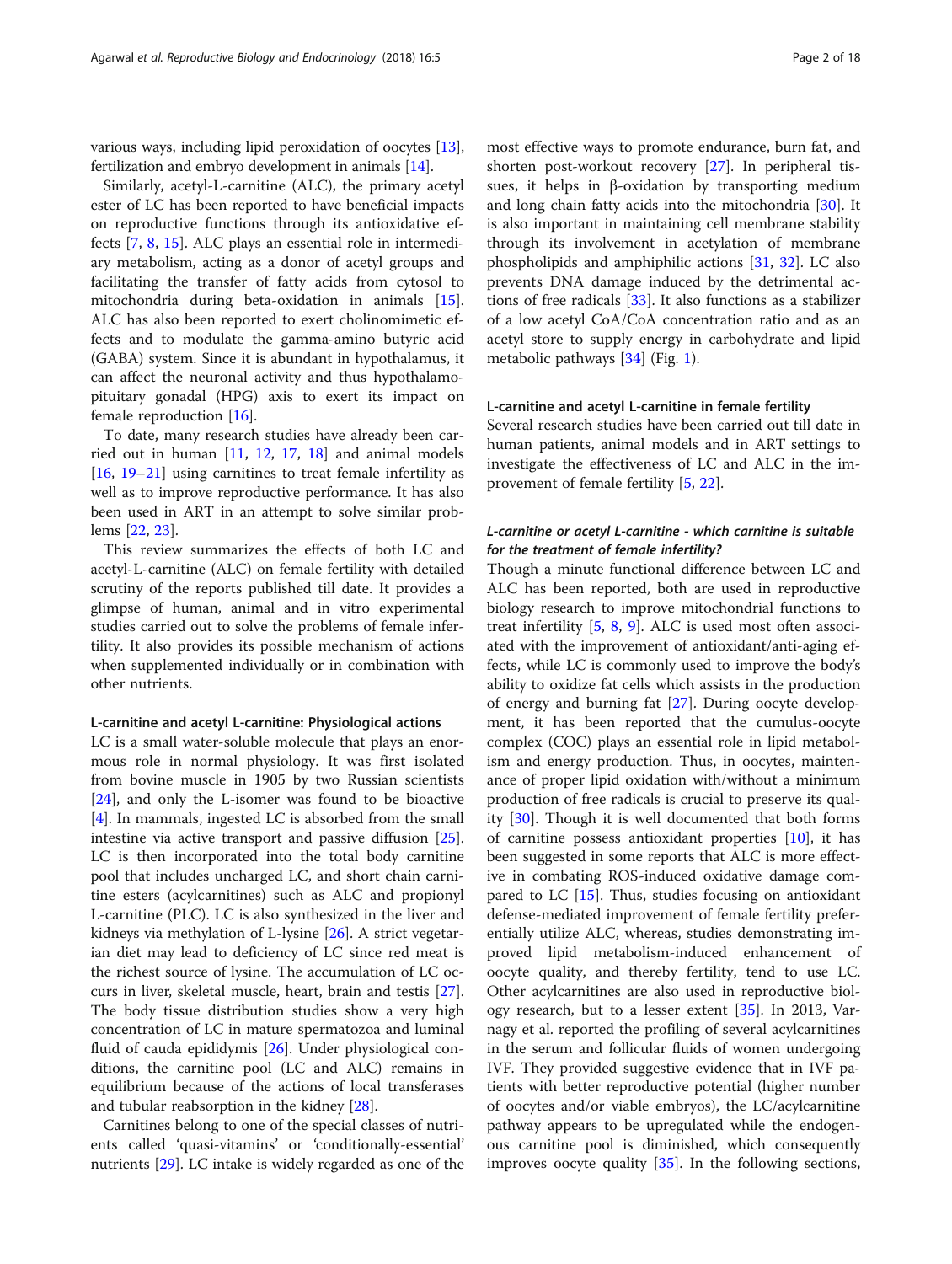various ways, including lipid peroxidation of oocytes [13], fertilization and embryo development in animals [14].

Similarly, acetyl-L-carnitine (ALC), the primary acetyl ester of LC has been reported to have beneficial impacts on reproductive functions through its antioxidative effects [7, 8, 15]. ALC plays an essential role in intermediary metabolism, acting as a donor of acetyl groups and facilitating the transfer of fatty acids from cytosol to mitochondria during beta-oxidation in animals [15]. ALC has also been reported to exert cholinomimetic effects and to modulate the gamma-amino butyric acid (GABA) system. Since it is abundant in hypothalamus, it can affect the neuronal activity and thus hypothalamo-pituitary gonadal (HPG) axis to exert its impact on female reproduction [16].

To date, many research studies have already been carried out in human [11, 12, 17, 18] and animal models [16, 19–21] using carnitines to treat female infertility as well as to improve reproductive performance. It has also been used in ART in an attempt to solve similar problems [22, 23].

This review summarizes the effects of both LC and acetyl-L-carnitine (ALC) on female fertility with detailed scrutiny of the reports published till date. It provides a glimpse of human, animal and in vitro experimental studies carried out to solve the problems of female infertility. It also provides its possible mechanism of actions when supplemented individually or in combination with other nutrients.

## L-carnitine and acetyl L-carnitine: Physiological actions

LC is a small water-soluble molecule that plays an enormous role in normal physiology. It was first isolated from bovine muscle in 1905 by two Russian scientists [24], and only the L-isomer was found to be bioactive [4]. In mammals, ingested LC is absorbed from the small intestine via active transport and passive diffusion [25]. LC is then incorporated into the total body carnitine pool that includes uncharged LC, and short chain carnitine esters (acylcarnitines) such as ALC and propionyl L-carnitine (PLC). LC is also synthesized in the liver and kidneys via methylation of L-lysine [26]. A strict vegetarian diet may lead to deficiency of LC since red meat is the richest source of lysine. The accumulation of LC occurs in liver, skeletal muscle, heart, brain and testis [27]. The body tissue distribution studies show a very high concentration of LC in mature spermatozoa and luminal fluid of cauda epididymis [26]. Under physiological conditions, the carnitine pool (LC and ALC) remains in equilibrium because of the actions of local transferases and tubular reabsorption in the kidney [28].

Carnitines belong to one of the special classes of nutrients called 'quasi-vitamins' or 'conditionally-essential' nutrients [29]. LC intake is widely regarded as one of the most effective ways to promote endurance, burn fat, and shorten post-workout recovery [27]. In peripheral tissues, it helps in β-oxidation by transporting medium and long chain fatty acids into the mitochondria [30]. It is also important in maintaining cell membrane stability through its involvement in acetylation of membrane phospholipids and amphiphilic actions [31, 32]. LC also prevents DNA damage induced by the detrimental actions of free radicals [33]. It also functions as a stabilizer of a low acetyl CoA/CoA concentration ratio and as an acetyl store to supply energy in carbohydrate and lipid metabolic pathways [34] (Fig. 1).

## L-carnitine and acetyl L-carnitine in female fertility

Several research studies have been carried out till date in human patients, animal models and in ART settings to investigate the effectiveness of LC and ALC in the improvement of female fertility [5, 22].

### *L-carnitine or acetyl L-carnitine - which carnitine is suitable for the treatment of female infertility?*

Though a minute functional difference between LC and ALC has been reported, both are used in reproductive biology research to improve mitochondrial functions to treat infertility [5, 8, 9]. ALC is used most often associated with the improvement of antioxidant/anti-aging effects, while LC is commonly used to improve the body's ability to oxidize fat cells which assists in the production of energy and burning fat [27]. During oocyte development, it has been reported that the cumulus-oocyte complex (COC) plays an essential role in lipid metabolism and energy production. Thus, in oocytes, maintenance of proper lipid oxidation with/without a minimum production of free radicals is crucial to preserve its quality [30]. Though it is well documented that both forms of carnitine possess antioxidant properties [10], it has been suggested in some reports that ALC is more effective in combating ROS-induced oxidative damage compared to LC [15]. Thus, studies focusing on antioxidant defense-mediated improvement of female fertility preferentially utilize ALC, whereas, studies demonstrating improved lipid metabolism-induced enhancement of oocyte quality, and thereby fertility, tend to use LC. Other acylcarnitines are also used in reproductive biology research, but to a lesser extent [35]. In 2013, Varnagy et al. reported the profiling of several acylcarnitines in the serum and follicular fluids of women undergoing IVF. They provided suggestive evidence that in IVF patients with better reproductive potential (higher number of oocytes and/or viable embryos), the LC/acylcarnitine pathway appears to be upregulated while the endogenous carnitine pool is diminished, which consequently improves oocyte quality [35]. In the following sections,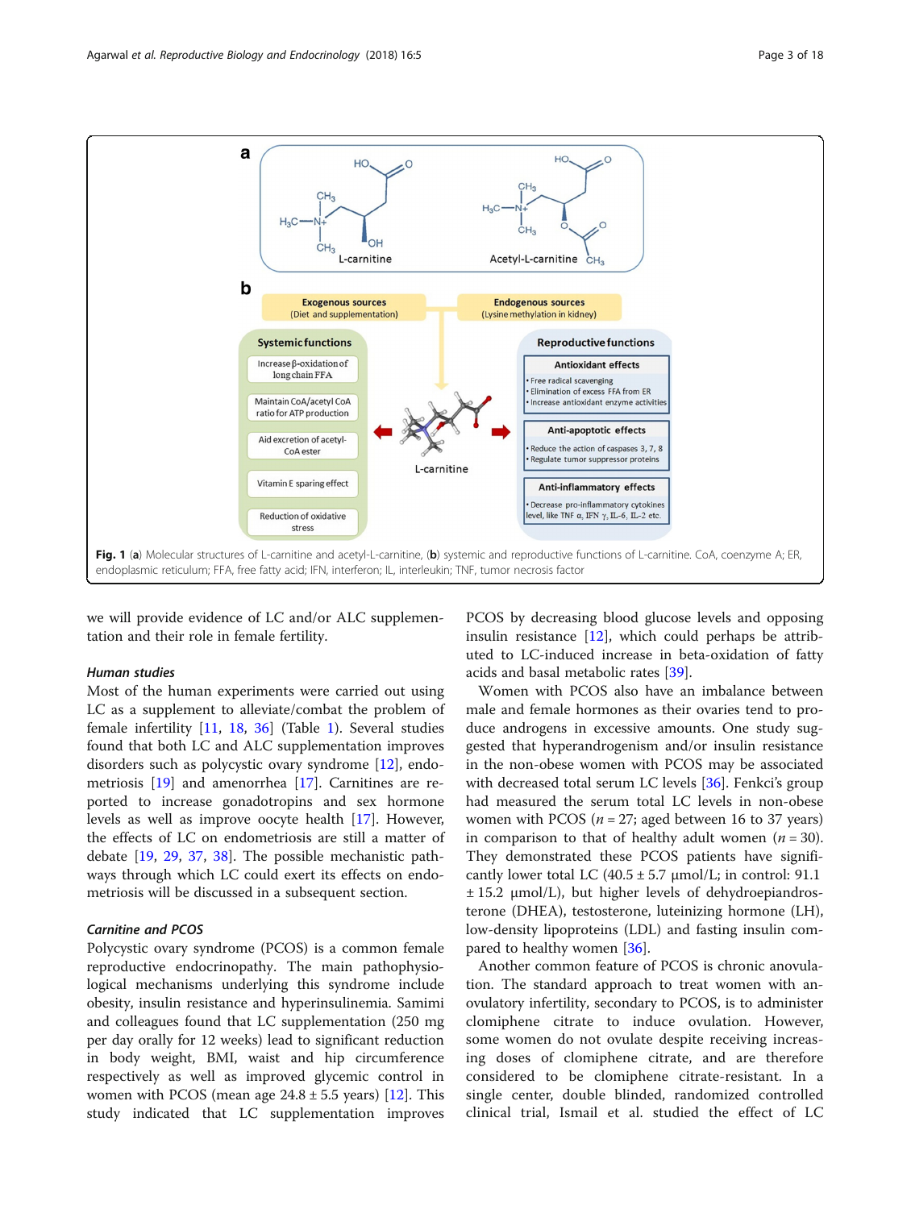Fig. 1 (a) Molecular structures of L-carnitine and acetyl-L-carnitine, (b) systemic and reproductive functions of L-carnitine. CoA, coenzyme A; ER, endoplasmic reticulum; FFA, free fatty acid; IFN, interferon; IL, interleukin; TNF, tumor necrosis factor

we will provide evidence of LC and/or ALC supplementation and their role in female fertility.

### Human studies

Most of the human experiments were carried out using LC as a supplement to alleviate/combat the problem of female infertility [11, 18, 36] (Table 1). Several studies found that both LC and ALC supplementation improves disorders such as polycystic ovary syndrome [12], endometriosis [19] and amenorrhea [17]. Carnitines are reported to increase gonadotropins and sex hormone levels as well as improve oocyte health [17]. However, the effects of LC on endometriosis are still a matter of debate [19, 29, 37, 38]. The possible mechanistic pathways through which LC could exert its effects on endometriosis will be discussed in a subsequent section.

### Carnitine and PCOS

Polycystic ovary syndrome (PCOS) is a common female reproductive endocrinopathy. The main pathophysiological mechanisms underlying this syndrome include obesity, insulin resistance and hyperinsulinemia. Samimi and colleagues found that LC supplementation (250 mg per day orally for 12 weeks) lead to significant reduction in body weight, BMI, waist and hip circumference respectively as well as improved glycemic control in women with PCOS (mean age 24.8 ± 5.5 years) [12]. This study indicated that LC supplementation improves PCOS by decreasing blood glucose levels and opposing insulin resistance [12], which could perhaps be attributed to LC-induced increase in beta-oxidation of fatty acids and basal metabolic rates [39].

Women with PCOS also have an imbalance between male and female hormones as their ovaries tend to produce androgens in excessive amounts. One study suggested that hyperandrogenism and/or insulin resistance in the non-obese women with PCOS may be associated with decreased total serum LC levels [36]. Fenkci's group had measured the serum total LC levels in non-obese women with PCOS ($n = 27$; aged between 16 to 37 years) in comparison to that of healthy adult women ($n = 30$). They demonstrated these PCOS patients have significantly lower total LC (40.5 ± 5.7 μmol/L; in control: 91.1 ± 15.2 μmol/L), but higher levels of dehydroepiandrosterone (DHEA), testosterone, luteinizing hormone (LH), low-density lipoproteins (LDL) and fasting insulin compared to healthy women [36].

Another common feature of PCOS is chronic anovulation. The standard approach to treat women with anovulatory infertility, secondary to PCOS, is to administer clomiphene citrate to induce ovulation. However, some women do not ovulate despite receiving increasing doses of clomiphene citrate, and are therefore considered to be clomiphene citrate-resistant. In a single center, double blinded, randomized controlled clinical trial, Ismail et al. studied the effect of LC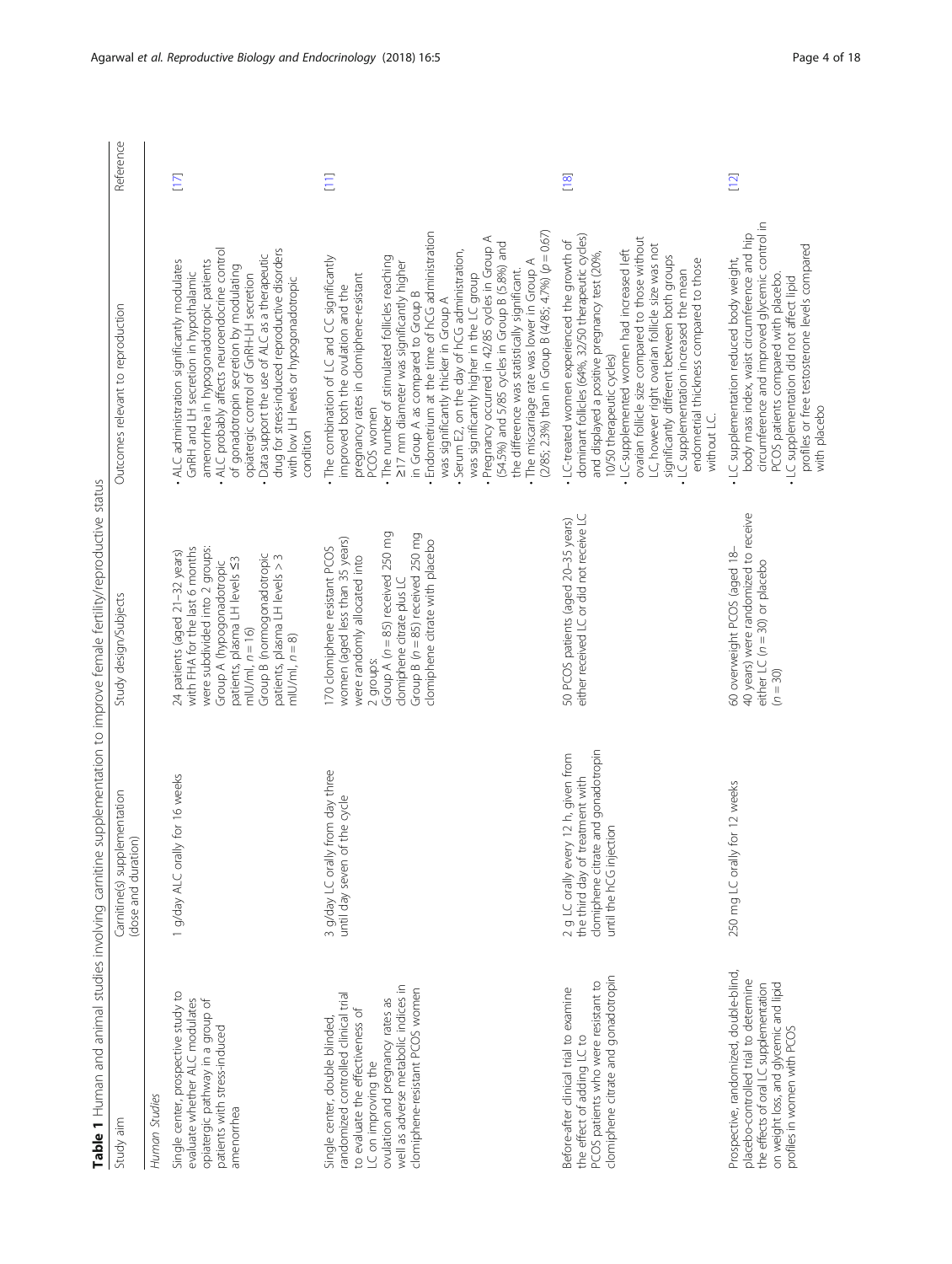**Table 1** Human and animal studies involving carnitine supplementation to improve female fertility/reproductive status

| Study aim | Carnitine(s) supplementation (dose and duration) | Study design/Subjects | Outcomes relevant to reproduction | Reference |
| --- | --- | --- | --- | --- |
| *Human Studies* | | | | |
| Single center, prospective study to evaluate whether ALC modulates opiatergic pathway in a group of patients with stress-induced amenorrhea | 1 g/day ALC orally for 16 weeks | 24 patients (aged 21–32 years) with FHA for the last 6 months were subdivided into 2 groups: Group A (hypogonadotropic patients, plasma LH levels ≤3 mIU/ml, $n = 16$) Group B (normogonadotropic patients, plasma LH levels > 3 mIU/ml, $n = 8$) | • ALC administration significantly modulates GnRH and LH secretion in hypothalamic amenorrhea in hypogonadotropic patients<br>• ALC probably affects neuroendocrine control of gonadotropin secretion by modulating opiatergic control of GnRH-LH secretion<br>• Data support the use of ALC as a therapeutic drug for stress-induced reproductive disorders with low LH levels or hypogonadotropic condition | [17] |
| Single center, double blinded, randomized controlled clinical trial to evaluate the effectiveness of LC on improving the ovulation and pregnancy rates as well as adverse metabolic indices in clomiphene-resistant PCOS women | 3 g/day LC orally from day three until day seven of the cycle | 170 clomiphene resistant PCOS women (aged less than 35 years) were randomly allocated into 2 groups:<br>Group A ($n = 85$) received 250 mg clomiphene citrate plus LC<br>Group B ($n = 85$) received 250 mg clomiphene citrate with placebo | • The combination of LC and CC significantly improved both the ovulation and the pregnancy rates in clomiphene-resistant PCOS women<br>• The number of stimulated follicles reaching ≥17 mm diameter was significantly higher in Group A as compared to Group B<br>• Endometrium at the time of hCG administration was significantly thicker in Group A<br>• Serum E2, on the day of hCG administration, was significantly higher in the LC group<br>• Pregnancy occurred in 42/85 cycles in Group A (54.5%) and 5/85 cycles in Group B (5.8%) and the difference was statistically significant.<br>• The miscarriage rate was lower in Group A (2/85; 2.3%) than in Group B (4/85; 4.7%) ($p = 0.67$) | [11] |
| Before-after clinical trial to examine the effect of adding LC to PCOS patients who were resistant to clomiphene citrate and gonadotropin | 2 g LC orally every 12 h, given from the third day of treatment with clomiphene citrate and gonadotropin until the hCG injection | 50 PCOS patients (aged 20–35 years) either received LC or did not receive LC | • LC-treated women experienced the growth of dominant follicles (64%, 32/50 therapeutic cycles) and displayed a positive pregnancy test (20%, 10/50 therapeutic cycles)<br>• LC-supplemented women had increased left ovarian follicle size compared to those without LC, however right ovarian follicle size was not significantly different between both groups<br>• LC supplementation increased the mean endometrial thickness compared to those without LC. | [18] |
| Prospective, randomized, double-blind, placebo-controlled trial to determine the effects of oral LC supplementation on weight loss, and glycemic and lipid profiles in women with PCOS | 250 mg LC orally for 12 weeks | 60 overweight PCOS (aged 18–40 years) were randomized to receive either LC ($n = 30$) or placebo ($n = 30$) | • LC supplementation reduced body weight, body mass index, waist circumference and hip circumference and improved glycemic control in PCOS patients compared with placebo.<br>• LC supplementation did not affect lipid profiles or free testosterone levels compared with placebo | [12] |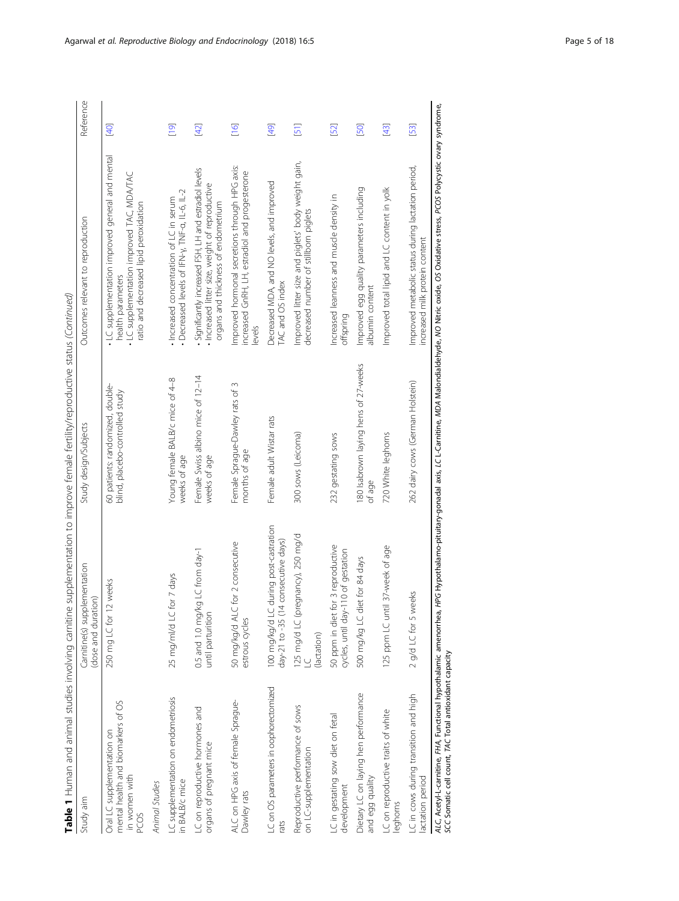**Table 1** Human and animal studies involving carnitine supplementation to improve female fertility/reproductive status *(Continued)*

| Study aim | Carnitine(s) supplementation (dose and duration) | Study design/Subjects | Outcomes relevant to reproduction | Reference |
|---|---|---|---|---|
| Oral LC supplementation on mental health and biomarkers of OS in women with PCOS | 250 mg LC for 12 weeks | 60 patients: randomized, double-blind, placebo-controlled study | • LC supplementation improved general and mental health parameters<br>• LC supplementation improved TAC, MDA/TAC ratio and decreased lipid peroxidation | [40] |
| *Animal Studies* | | | | |
| LC supplementation on endometriosis in BALB/c mice | 25 mg/ml/d LC for 7 days | Young female BALB/c mice of 4–8 weeks of age | • Increased concentration of LC in serum<br>• Decreased levels of IFN-γ, TNF-α, IL-6, IL-2 | [19] |
| LC on reproductive hormones and organs of pregnant mice | 0.5 and 1.0 mg/kg LC from day-1 until parturition | Female Swiss albino mice of 12–14 weeks of age | • Significantly increased FSH, LH and estradiol levels<br>• Increased litter size, weight of reproductive organs and thickness of endometrium | [42] |
| ALC on HPG axis of female Sprague-Dawley rats | 50 mg/kg/d ALC for 2 consecutive estrous cycles | Female Sprague-Dawley rats of 3 months of age | Improved hormonal secretions through HPG axis: increased GnRH, LH, estradiol and progesterone levels | [16] |
| LC on OS parameters in oophorectomized rats | 100 mg/kg/d LC during post-castration day-21 to -35 (14 consecutive days) | Female adult Wistar rats | Decreased MDA, and NO levels, and improved TAC and OS index | [49] |
| Reproductive performance of sows on LC-supplementation | 125 mg/d LC (pregnancy), 250 mg/d LC<br>(lactation) | 300 sows (Leicoma) | Improved litter size and piglets' body weight gain, decreased number of stillborn piglets | [51] |
| LC in gestating sow diet on fetal development | 50 ppm in diet for 3 reproductive cycles, until day-110 of gestation | 232 gestating sows | Increased leanness and muscle density in offspring | [52] |
| Dietary LC on laying hen performance and egg quality | 500 mg/kg LC diet for 84 days | 180 Isabrown laying hens of 27-weeks of age | Improved egg quality parameters including albumin content | [50] |
| LC on reproductive traits of white leghorns | 125 ppm LC until 37-week of age | 720 White leghorns | Improved total lipid and LC content in yolk | [43] |
| LC in cows during transition and high lactation period | 2 g/d LC for 5 weeks | 262 dairy cows (German Holstein) | Improved metabolic status during lactation period, increased milk protein content | [53] |

*ALC* Acetyl-L-carnitine, *FHA* Functional hypothalamic amenorrhea, *HPG* Hypothalamo-pituitary-gonadal axis, *LC* L-Carnitine, *MDA* Malondialdehyde, *NO* Nitric oxide, *OS* Oxidative stress, *PCOS* Polycystic ovary syndrome, *SCC* Somatic cell count, *TAC* Total antioxidant capacity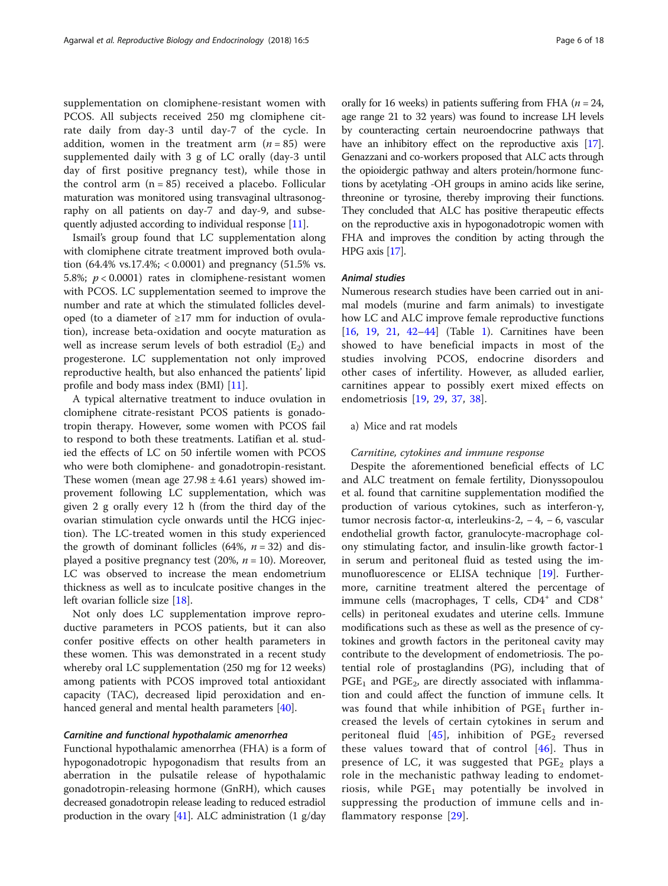supplementation on clomiphene-resistant women with PCOS. All subjects received 250 mg clomiphene citrate daily from day-3 until day-7 of the cycle. In addition, women in the treatment arm ($n = 85$) were supplemented daily with 3 g of LC orally (day-3 until day of first positive pregnancy test), while those in the control arm (n = 85) received a placebo. Follicular maturation was monitored using transvaginal ultrasonography on all patients on day-7 and day-9, and subsequently adjusted according to individual response [11].

Ismail's group found that LC supplementation along with clomiphene citrate treatment improved both ovulation (64.4% vs.17.4%; < 0.0001) and pregnancy (51.5% vs. 5.8%; $p < 0.0001$) rates in clomiphene-resistant women with PCOS. LC supplementation seemed to improve the number and rate at which the stimulated follicles developed (to a diameter of ≥17 mm for induction of ovulation), increase beta-oxidation and oocyte maturation as well as increase serum levels of both estradiol ($E_2$) and progesterone. LC supplementation not only improved reproductive health, but also enhanced the patients' lipid profile and body mass index (BMI) [11].

A typical alternative treatment to induce ovulation in clomiphene citrate-resistant PCOS patients is gonadotropin therapy. However, some women with PCOS fail to respond to both these treatments. Latifian et al. studied the effects of LC on 50 infertile women with PCOS who were both clomiphene- and gonadotropin-resistant. These women (mean age 27.98 ± 4.61 years) showed improvement following LC supplementation, which was given 2 g orally every 12 h (from the third day of the ovarian stimulation cycle onwards until the HCG injection). The LC-treated women in this study experienced the growth of dominant follicles (64%, $n = 32$) and displayed a positive pregnancy test (20%, $n = 10$). Moreover, LC was observed to increase the mean endometrium thickness as well as to inculcate positive changes in the left ovarian follicle size [18].

Not only does LC supplementation improve reproductive parameters in PCOS patients, but it can also confer positive effects on other health parameters in these women. This was demonstrated in a recent study whereby oral LC supplementation (250 mg for 12 weeks) among patients with PCOS improved total antioxidant capacity (TAC), decreased lipid peroxidation and enhanced general and mental health parameters [40].

#### Carnitine and functional hypothalamic amenorrhea

Functional hypothalamic amenorrhea (FHA) is a form of hypogonadotropic hypogonadism that results from an aberration in the pulsatile release of hypothalamic gonadotropin-releasing hormone (GnRH), which causes decreased gonadotropin release leading to reduced estradiol production in the ovary [41]. ALC administration (1 g/day orally for 16 weeks) in patients suffering from FHA ($n = 24$, age range 21 to 32 years) was found to increase LH levels by counteracting certain neuroendocrine pathways that have an inhibitory effect on the reproductive axis [17]. Genazzani and co-workers proposed that ALC acts through the opioidergic pathway and alters protein/hormone functions by acetylating -OH groups in amino acids like serine, threonine or tyrosine, thereby improving their functions. They concluded that ALC has positive therapeutic effects on the reproductive axis in hypogonadotropic women with FHA and improves the condition by acting through the HPG axis [17].

#### Animal studies

Numerous research studies have been carried out in animal models (murine and farm animals) to investigate how LC and ALC improve female reproductive functions [16, 19, 21, 42–44] (Table 1). Carnitines have been showed to have beneficial impacts in most of the studies involving PCOS, endocrine disorders and other cases of infertility. However, as alluded earlier, carnitines appear to possibly exert mixed effects on endometriosis [19, 29, 37, 38].

a) Mice and rat models

*Carnitine, cytokines and immune response*

Despite the aforementioned beneficial effects of LC and ALC treatment on female fertility, Dionyssopoulou et al. found that carnitine supplementation modified the production of various cytokines, such as interferon-γ, tumor necrosis factor-α, interleukins-2, − 4, − 6, vascular endothelial growth factor, granulocyte-macrophage colony stimulating factor, and insulin-like growth factor-1 in serum and peritoneal fluid as tested using the immunofluorescence or ELISA technique [19]. Furthermore, carnitine treatment altered the percentage of immune cells (macrophages, T cells, $CD4^+$ and $CD8^+$ cells) in peritoneal exudates and uterine cells. Immune modifications such as these as well as the presence of cytokines and growth factors in the peritoneal cavity may contribute to the development of endometriosis. The potential role of prostaglandins (PG), including that of $PGE_1$ and $PGE_2$, are directly associated with inflammation and could affect the function of immune cells. It was found that while inhibition of $PGE_1$ further increased the levels of certain cytokines in serum and peritoneal fluid [45], inhibition of $PGE_2$ reversed these values toward that of control [46]. Thus in presence of LC, it was suggested that $PGE_2$ plays a role in the mechanistic pathway leading to endometriosis, while $PGE_1$ may potentially be involved in suppressing the production of immune cells and inflammatory response [29].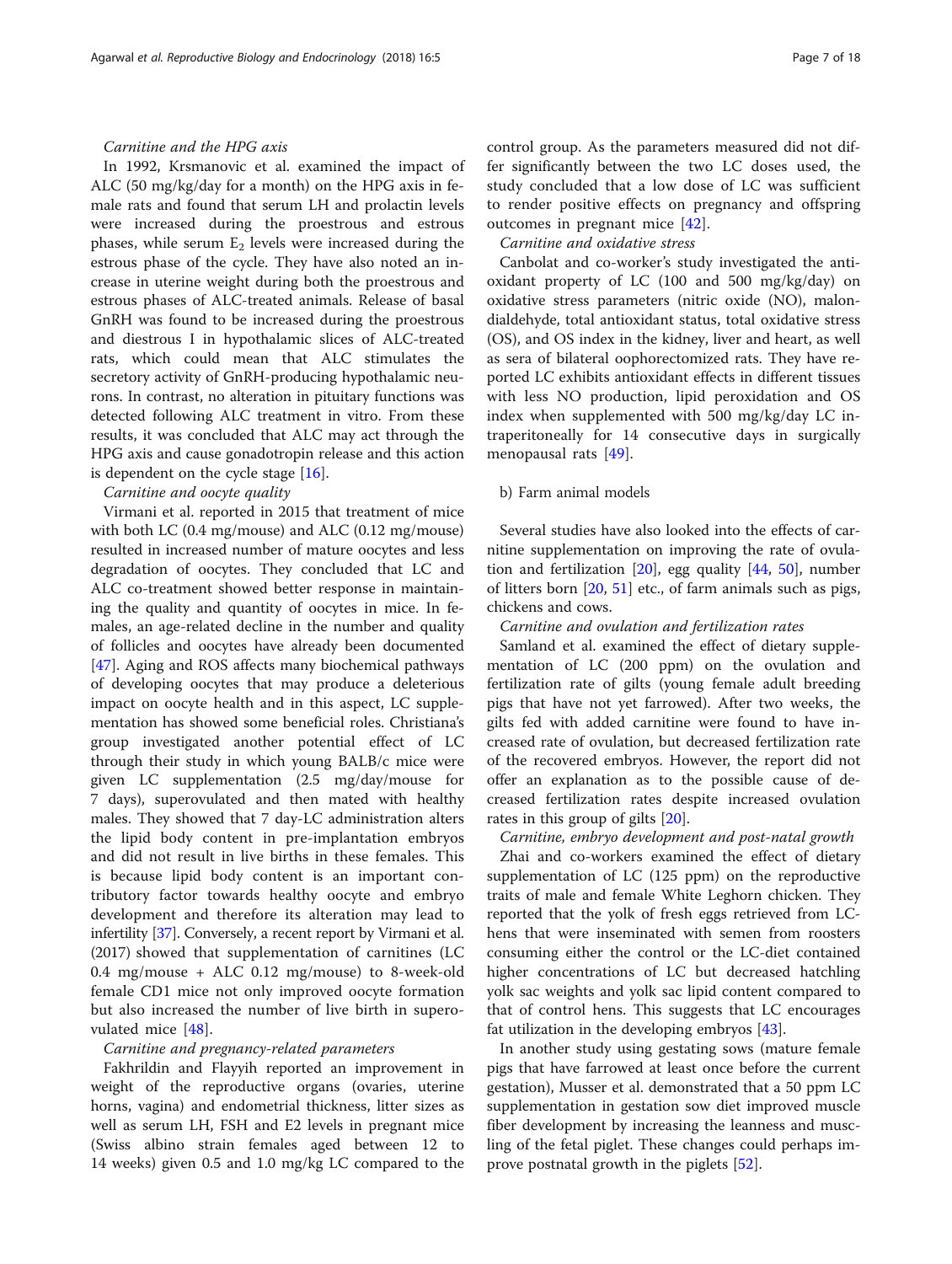*Carnitine and the HPG axis*

In 1992, Krsmanovic et al. examined the impact of ALC (50 mg/kg/day for a month) on the HPG axis in female rats and found that serum LH and prolactin levels were increased during the proestrous and estrous phases, while serum $E_2$ levels were increased during the estrous phase of the cycle. They have also noted an increase in uterine weight during both the proestrous and estrous phases of ALC-treated animals. Release of basal GnRH was found to be increased during the proestrous and diestrous I in hypothalamic slices of ALC-treated rats, which could mean that ALC stimulates the secretory activity of GnRH-producing hypothalamic neurons. In contrast, no alteration in pituitary functions was detected following ALC treatment in vitro. From these results, it was concluded that ALC may act through the HPG axis and cause gonadotropin release and this action is dependent on the cycle stage [16].

*Carnitine and oocyte quality*

Virmani et al. reported in 2015 that treatment of mice with both LC (0.4 mg/mouse) and ALC (0.12 mg/mouse) resulted in increased number of mature oocytes and less degradation of oocytes. They concluded that LC and ALC co-treatment showed better response in maintaining the quality and quantity of oocytes in mice. In females, an age-related decline in the number and quality of follicles and oocytes have already been documented [47]. Aging and ROS affects many biochemical pathways of developing oocytes that may produce a deleterious impact on oocyte health and in this aspect, LC supplementation has showed some beneficial roles. Christiana's group investigated another potential effect of LC through their study in which young BALB/c mice were given LC supplementation (2.5 mg/day/mouse for 7 days), superovulated and then mated with healthy males. They showed that 7 day-LC administration alters the lipid body content in pre-implantation embryos and did not result in live births in these females. This is because lipid body content is an important contributory factor towards healthy oocyte and embryo development and therefore its alteration may lead to infertility [37]. Conversely, a recent report by Virmani et al. (2017) showed that supplementation of carnitines (LC 0.4 mg/mouse + ALC 0.12 mg/mouse) to 8-week-old female CD1 mice not only improved oocyte formation but also increased the number of live birth in superovulated mice [48].

*Carnitine and pregnancy-related parameters*

Fakhrildin and Flayyih reported an improvement in weight of the reproductive organs (ovaries, uterine horns, vagina) and endometrial thickness, litter sizes as well as serum LH, FSH and E2 levels in pregnant mice (Swiss albino strain females aged between 12 to 14 weeks) given 0.5 and 1.0 mg/kg LC compared to the control group. As the parameters measured did not differ significantly between the two LC doses used, the study concluded that a low dose of LC was sufficient to render positive effects on pregnancy and offspring outcomes in pregnant mice [42].

*Carnitine and oxidative stress*

Canbolat and co-worker's study investigated the antioxidant property of LC (100 and 500 mg/kg/day) on oxidative stress parameters (nitric oxide (NO), malondialdehyde, total antioxidant status, total oxidative stress (OS), and OS index in the kidney, liver and heart, as well as sera of bilateral oophorectomized rats. They have reported LC exhibits antioxidant effects in different tissues with less NO production, lipid peroxidation and OS index when supplemented with 500 mg/kg/day LC intraperitoneally for 14 consecutive days in surgically menopausal rats [49].

b) Farm animal models

Several studies have also looked into the effects of carnitine supplementation on improving the rate of ovulation and fertilization [20], egg quality [44, 50], number of litters born [20, 51] etc., of farm animals such as pigs, chickens and cows.

*Carnitine and ovulation and fertilization rates*

Samland et al. examined the effect of dietary supplementation of LC (200 ppm) on the ovulation and fertilization rate of gilts (young female adult breeding pigs that have not yet farrowed). After two weeks, the gilts fed with added carnitine were found to have increased rate of ovulation, but decreased fertilization rate of the recovered embryos. However, the report did not offer an explanation as to the possible cause of decreased fertilization rates despite increased ovulation rates in this group of gilts [20].

*Carnitine, embryo development and post-natal growth*

Zhai and co-workers examined the effect of dietary supplementation of LC (125 ppm) on the reproductive traits of male and female White Leghorn chicken. They reported that the yolk of fresh eggs retrieved from LC-hens that were inseminated with semen from roosters consuming either the control or the LC-diet contained higher concentrations of LC but decreased hatchling yolk sac weights and yolk sac lipid content compared to that of control hens. This suggests that LC encourages fat utilization in the developing embryos [43].

In another study using gestating sows (mature female pigs that have farrowed at least once before the current gestation), Musser et al. demonstrated that a 50 ppm LC supplementation in gestation sow diet improved muscle fiber development by increasing the leanness and muscling of the fetal piglet. These changes could perhaps improve postnatal growth in the piglets [52].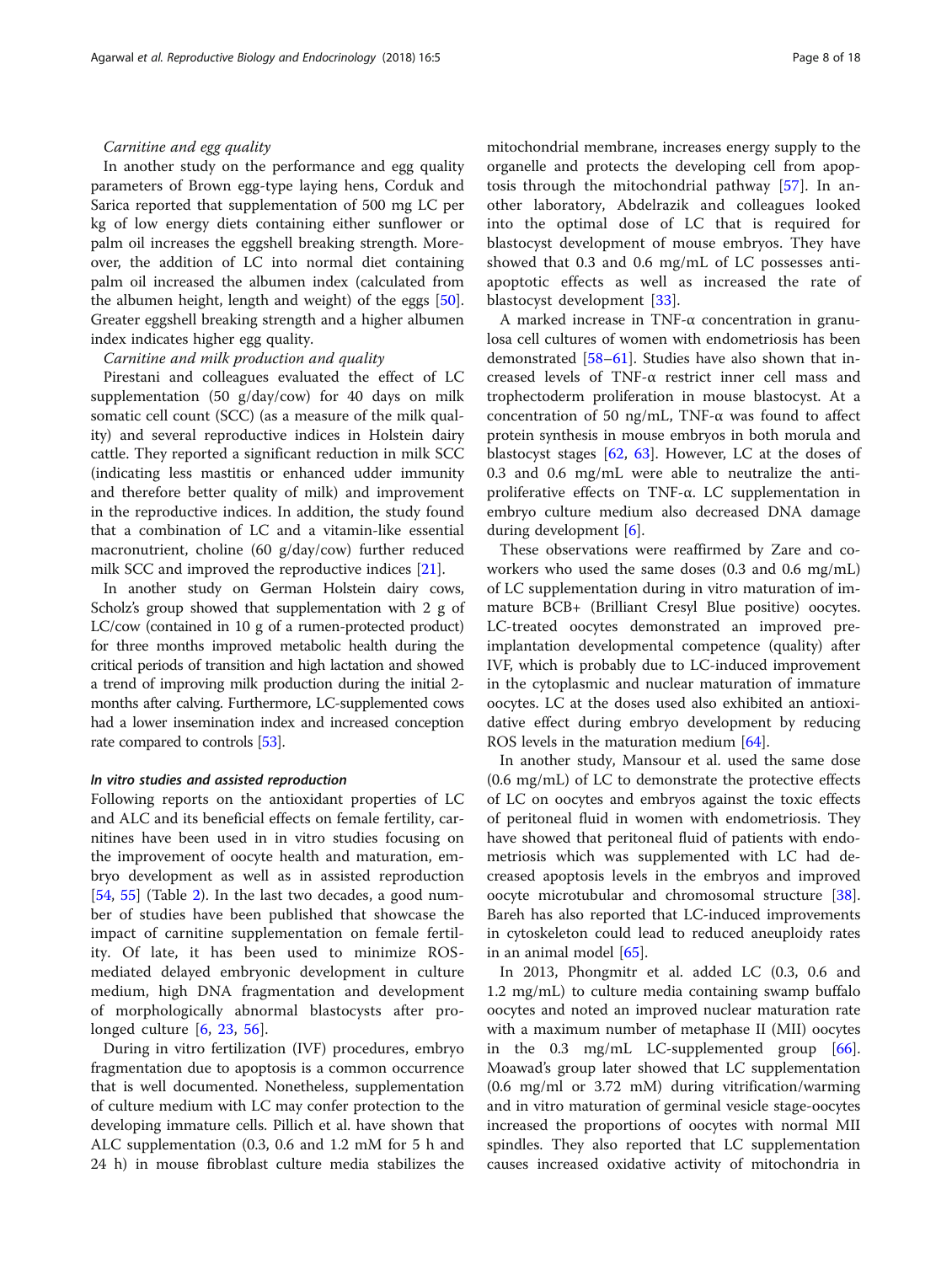*Carnitine and egg quality*

In another study on the performance and egg quality parameters of Brown egg-type laying hens, Corduk and Sarica reported that supplementation of 500 mg LC per kg of low energy diets containing either sunflower or palm oil increases the eggshell breaking strength. Moreover, the addition of LC into normal diet containing palm oil increased the albumen index (calculated from the albumen height, length and weight) of the eggs [50]. Greater eggshell breaking strength and a higher albumen index indicates higher egg quality.

*Carnitine and milk production and quality*

Pirestani and colleagues evaluated the effect of LC supplementation (50 g/day/cow) for 40 days on milk somatic cell count (SCC) (as a measure of the milk quality) and several reproductive indices in Holstein dairy cattle. They reported a significant reduction in milk SCC (indicating less mastitis or enhanced udder immunity and therefore better quality of milk) and improvement in the reproductive indices. In addition, the study found that a combination of LC and a vitamin-like essential macronutrient, choline (60 g/day/cow) further reduced milk SCC and improved the reproductive indices [21].

In another study on German Holstein dairy cows, Scholz's group showed that supplementation with 2 g of LC/cow (contained in 10 g of a rumen-protected product) for three months improved metabolic health during the critical periods of transition and high lactation and showed a trend of improving milk production during the initial 2-months after calving. Furthermore, LC-supplemented cows had a lower insemination index and increased conception rate compared to controls [53].

#### *In vitro studies and assisted reproduction*

Following reports on the antioxidant properties of LC and ALC and its beneficial effects on female fertility, carnitines have been used in in vitro studies focusing on the improvement of oocyte health and maturation, embryo development as well as in assisted reproduction [54, 55] (Table 2). In the last two decades, a good number of studies have been published that showcase the impact of carnitine supplementation on female fertility. Of late, it has been used to minimize ROS-mediated delayed embryonic development in culture medium, high DNA fragmentation and development of morphologically abnormal blastocysts after prolonged culture [6, 23, 56].

During in vitro fertilization (IVF) procedures, embryo fragmentation due to apoptosis is a common occurrence that is well documented. Nonetheless, supplementation of culture medium with LC may confer protection to the developing immature cells. Pillich et al. have shown that ALC supplementation (0.3, 0.6 and 1.2 mM for 5 h and 24 h) in mouse fibroblast culture media stabilizes the mitochondrial membrane, increases energy supply to the organelle and protects the developing cell from apoptosis through the mitochondrial pathway [57]. In another laboratory, Abdelrazik and colleagues looked into the optimal dose of LC that is required for blastocyst development of mouse embryos. They have showed that 0.3 and 0.6 mg/mL of LC possesses anti-apoptotic effects as well as increased the rate of blastocyst development [33].

A marked increase in TNF-α concentration in granulosa cell cultures of women with endometriosis has been demonstrated [58–61]. Studies have also shown that increased levels of TNF-α restrict inner cell mass and trophectoderm proliferation in mouse blastocyst. At a concentration of 50 ng/mL, TNF-α was found to affect protein synthesis in mouse embryos in both morula and blastocyst stages [62, 63]. However, LC at the doses of 0.3 and 0.6 mg/mL were able to neutralize the anti-proliferative effects on TNF-α. LC supplementation in embryo culture medium also decreased DNA damage during development [6].

These observations were reaffirmed by Zare and co-workers who used the same doses (0.3 and 0.6 mg/mL) of LC supplementation during in vitro maturation of immature BCB+ (Brilliant Cresyl Blue positive) oocytes. LC-treated oocytes demonstrated an improved pre-implantation developmental competence (quality) after IVF, which is probably due to LC-induced improvement in the cytoplasmic and nuclear maturation of immature oocytes. LC at the doses used also exhibited an antioxidative effect during embryo development by reducing ROS levels in the maturation medium [64].

In another study, Mansour et al. used the same dose (0.6 mg/mL) of LC to demonstrate the protective effects of LC on oocytes and embryos against the toxic effects of peritoneal fluid in women with endometriosis. They have showed that peritoneal fluid of patients with endometriosis which was supplemented with LC had decreased apoptosis levels in the embryos and improved oocyte microtubular and chromosomal structure [38]. Bareh has also reported that LC-induced improvements in cytoskeleton could lead to reduced aneuploidy rates in an animal model [65].

In 2013, Phongmitr et al. added LC (0.3, 0.6 and 1.2 mg/mL) to culture media containing swamp buffalo oocytes and noted an improved nuclear maturation rate with a maximum number of metaphase II (MII) oocytes in the 0.3 mg/mL LC-supplemented group [66]. Moawad's group later showed that LC supplementation (0.6 mg/ml or 3.72 mM) during vitrification/warming and in vitro maturation of germinal vesicle stage-oocytes increased the proportions of oocytes with normal MII spindles. They also reported that LC supplementation causes increased oxidative activity of mitochondria in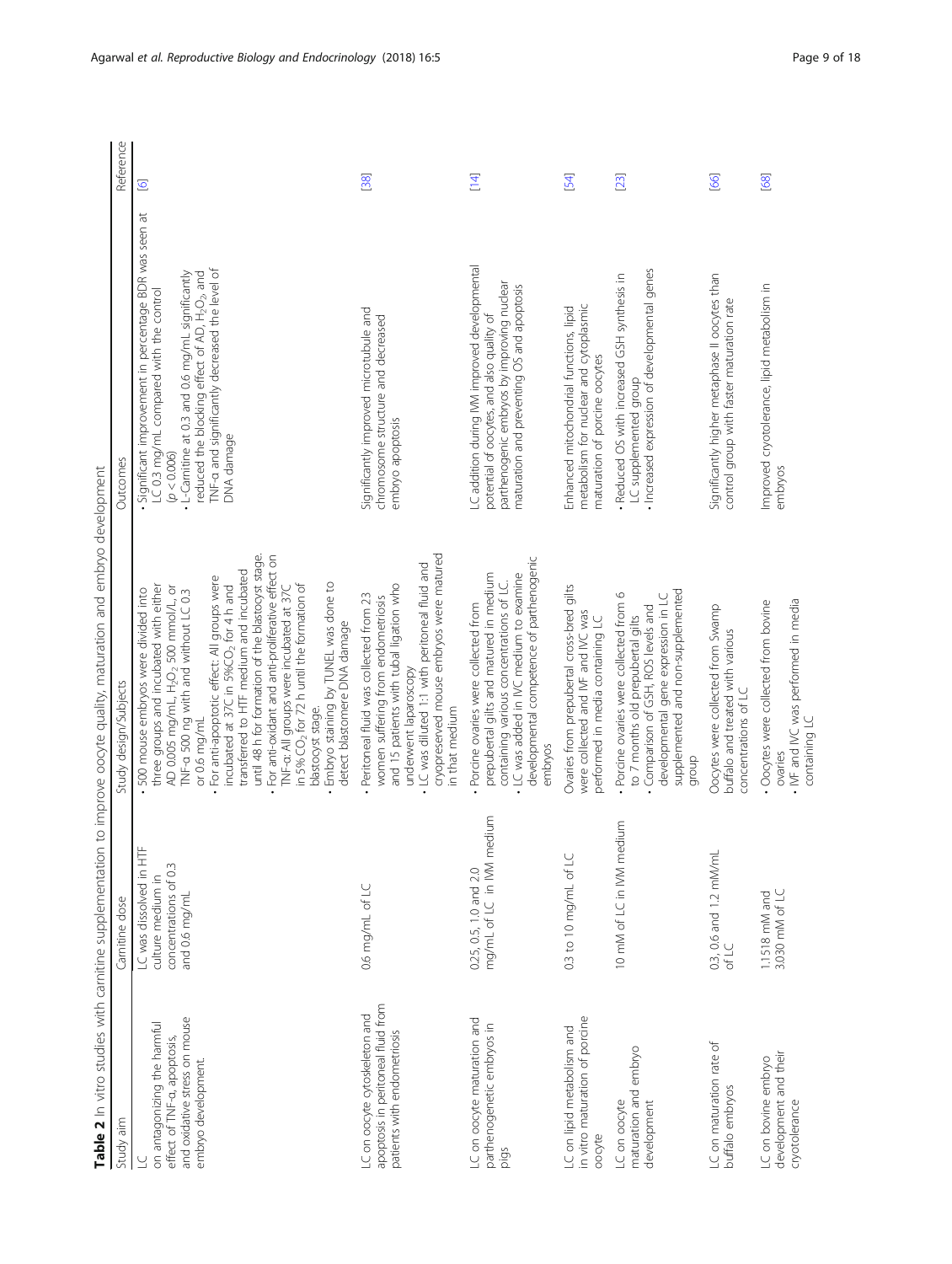**Table 2** In vitro studies with carnitine supplementation to improve oocyte quality, maturation and embryo development

| Study aim | Carnitine dose | Study design/Subjects | Outcomes | Reference |
| --- | --- | --- | --- | --- |
| LC on antagonizing the harmful effect of TNF-α, apoptosis, and oxidative stress on mouse embryo development. | LC was dissolved in HTF culture medium in concentrations of 0.3 and 0.6 mg/mL | • 500 mouse embryos were divided into three groups and incubated with either AD 0.005 mg/mL, $H_2O_2$ 500 mmol/L, or TNF-α 500 ng with and without LC 0.3 or 0.6 mg/mL<br>• For anti-apoptotic effect: All groups were incubated at 37C in 5%$CO_2$ for 4 h and transferred to HTF medium and incubated until 48 h for formation of the blastocyst stage.<br>• For anti-oxidant and anti-proliferative effect on TNF-α: All groups were incubated at 37C in 5% $CO_2$ for 72 h until the formation of blastocyst stage.<br>• Embryo staining by TUNEL was done to detect blastomere DNA damage | • Significant improvement in percentage BDR was seen at LC 0.3 mg/mL compared with the control ($p < 0.006$)<br>• L-Carnitine at 0.3 and 0.6 mg/mL significantly reduced the blocking effect of AD, $H_2O_2$, and TNF-α and significantly decreased the level of DNA damage | [6] |
| LC on oocyte cytoskeleton and apoptosis in peritoneal fluid from patients with endometriosis | 0.6 mg/mL of LC | • Peritoneal fluid was collected from 23 women suffering from endometriosis and 15 patients with tubal ligation who underwent laparoscopy<br>• LC was diluted 1:1 with peritoneal fluid and cryopreserved mouse embryos were matured in that medium | Significantly improved microtubule and chromosome structure and decreased embryo apoptosis | [38] |
| LC on oocyte maturation and parthenogenetic embryos in pigs | 0.25, 0.5, 1.0 and 2.0 mg/mL of LC in IVM medium | • Porcine ovaries were collected from prepubertal gilts and matured in medium containing various concentrations of LC.<br>• LC was added in IVC medium to examine developmental competence of parthenogenic embyos | LC addition during IVM improved developmental potential of oocytes, and also quality of parthenogenic embryos by improving nuclear maturation and preventing OS and apoptosis | [14] |
| LC on lipid metabolism and in vitro maturation of porcine oocyte | 0.3 to 10 mg/mL of LC | Ovaries from prepubertal cross-bred gilts were collected and IVF and IVC was performed in media containing LC | Enhanced mitochondrial functions, lipid metabolism for nuclear and cytoplasmic maturation of porcine oocytes | [54] |
| LC on oocyte maturation and embryo development | 10 mM of LC in IVM medium | • Porcine ovaries were collected from 6 to 7 months old prepubertal gilts<br>• Comparison of GSH, ROS levels and developmental gene expression in LC supplemented and non-supplemented group | • Reduced OS with increased GSH synthesis in LC supplemented group<br>• Increased expression of developmental genes | [23] |
| LC on maturation rate of buffalo embryos | 0.3, 0.6 and 1.2 mM/mL of LC | Oocytes were collected from Swamp buffalo and treated with various concentrations of LC | Significantly higher metaphase II oocytes than control group with faster maturation rate | [66] |
| LC on bovine embryo development and their cryotolerance | 1.1518 mM and 3.030 mM of LC | • Oocytes were collected from bovine ovaries<br>• IVF and IVC was performed in media containing LC | Improved cryotolerance, lipid metabolism in embryos | [68] |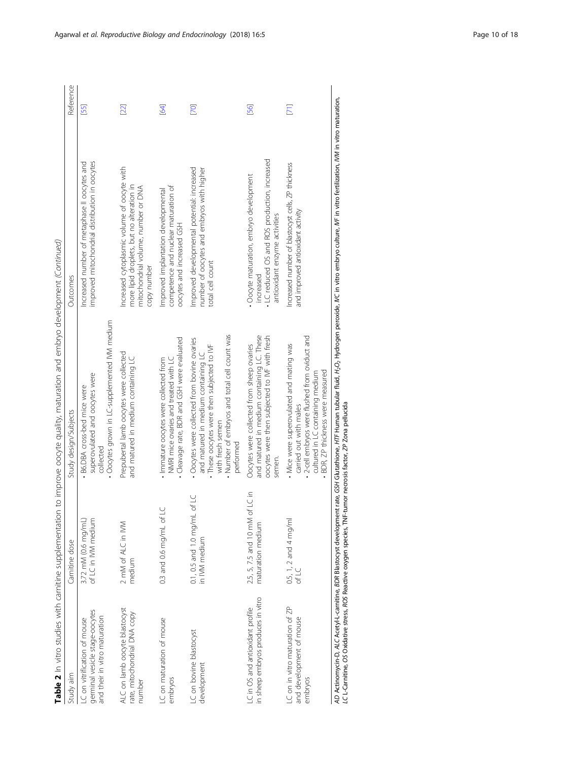**Table 2** In vitro studies with carnitine supplementation to improve oocyte quality, maturation and embryo development *(Continued)*

| Study aim | Carnitine dose | Study design/Subjects | Outcomes | Reference |
| --- | --- | --- | --- | --- |
| LC on vitrification of mouse germinal vesicle stage-oocytes and their in vitro maturation | 3.72 mM (0.6 mg/mL) of LC in IVM medium | • B6.DBA cross-bed mice were superovulated and oocytes were collected<br>• Oocytes grown in LC-supplemented IVM medium | Increased number of metaphase II oocytes and improved mitochondrial distribution in oocytes | [55] |
| ALC on lamb oocyte blastocyst rate, mitochondrial DNA copy number | 2 mM of ALC in IVM medium | Prepubertal lamb oocytes were collected and matured in medium containing LC | Increased cytoplasmic volume of oocyte with more lipid droplets, but no alteration in mitochondrial volume, number or DNA copy number | [22] |
| LC on maturation of mouse embryos | 0.3 and 0.6 mg/mL of LC | • Immature oocytes were collected from NMRI mice ovaries and treated with LC<br>• Cleavage rate, BDR and GSH were evaluated | Improved implantation developmental competence and nuclear maturation of oocytes and increased GSH | [64] |
| LC on bovine blastocyst development | 0.1, 0.5 and 1.0 mg/mL of LC in IVM medium | • Oocytes were collected from bovine ovaries and matured in medium containing LC<br>• These oocytes were then subjected to IVF with fresh semen<br>• Number of embryos and total cell count was performed | Improved developmental potential: increased number of oocytes and embryos with higher total cell count | [70] |
| LC in OS and antioxidant profile in sheep embryos produces in vitro | 2.5, 5, 7.5 and 10 mM of LC in maturation medium | Oocytes were collected from sheep ovaries and matured in medium containing LC. These oocytes were then subjected to IVF with fresh semen. | • Oocyte maturation, embryo development increased<br>• LC reduced OS and ROS production, increased antioxidant enzyme activities | [56] |
| LC on in vitro maturation of ZP and development of mouse embryos | 0.5, 1, 2 and 4 mg/ml of LC | • Mice were superovulated and mating was carried out with males<br>• 2-cell embryos were flushed from oviduct and cultured in LC containing medium<br>• BDR, ZP thickness were measured | Increased number of blastocyst cells, ZP thickness and improved antioxidant activity | [71] |

*AD* Actinomycin-D, *ALC* Acetyl-L-carnitine, *BDR* Blastocyst development rate, *GSH* Glutathione, *HTF* Human tubular fluid, *$H_2O_2$* Hydrogen peroxide, *IVC* in vitro embryo culture, *IVF* in vitro fertilization, *IVM* in vitro maturation, *LC* L-Carnitine, *OS* Oxidative stress, *ROS* Reactive oxygen species, TNF-tumor necrosis factor, *ZP* Zona pellucida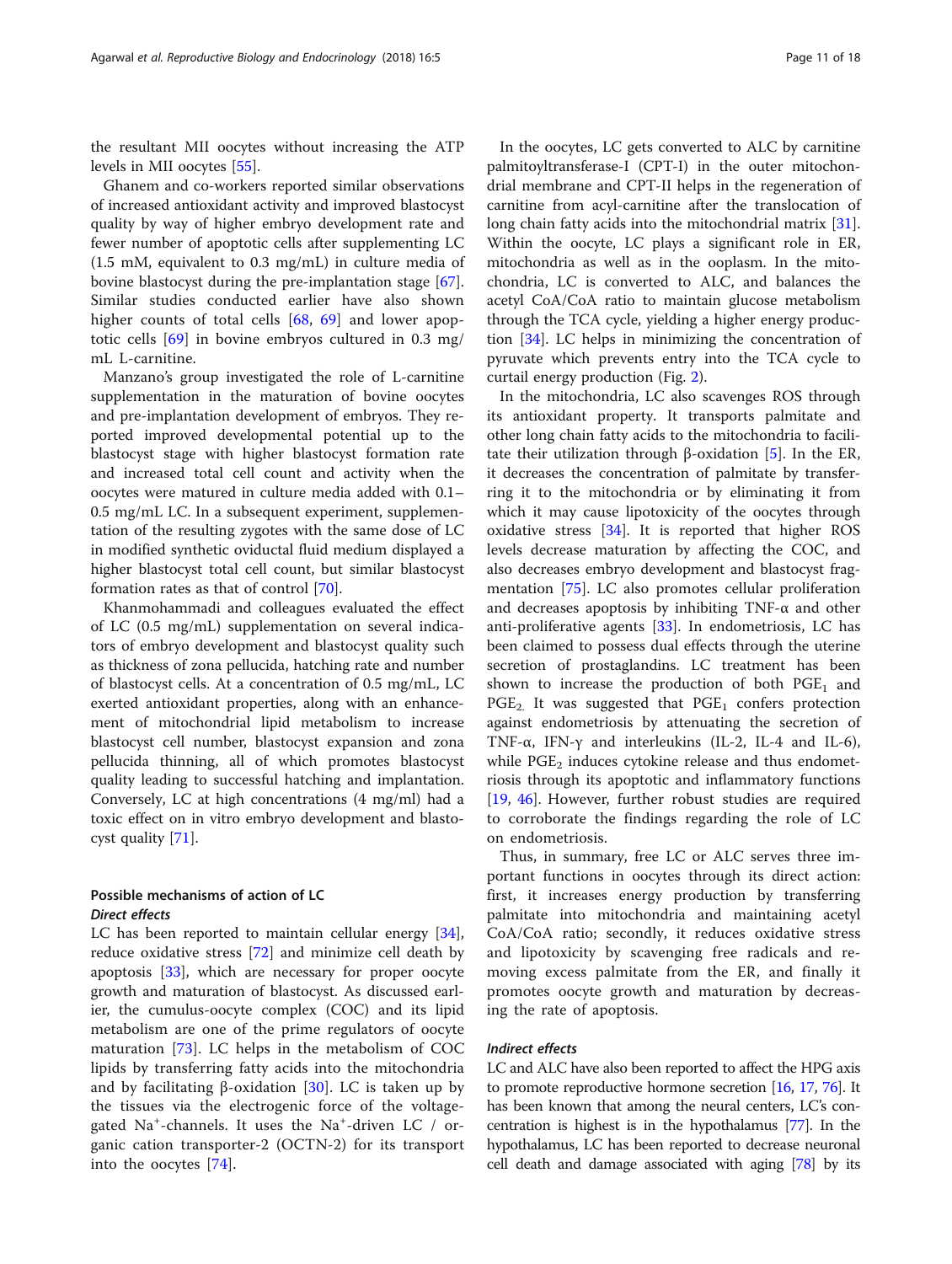the resultant MII oocytes without increasing the ATP levels in MII oocytes [55].

Ghanem and co-workers reported similar observations of increased antioxidant activity and improved blastocyst quality by way of higher embryo development rate and fewer number of apoptotic cells after supplementing LC (1.5 mM, equivalent to 0.3 mg/mL) in culture media of bovine blastocyst during the pre-implantation stage [67]. Similar studies conducted earlier have also shown higher counts of total cells [68, 69] and lower apoptotic cells [69] in bovine embryos cultured in 0.3 mg/mL L-carnitine.

Manzano's group investigated the role of L-carnitine supplementation in the maturation of bovine oocytes and pre-implantation development of embryos. They reported improved developmental potential up to the blastocyst stage with higher blastocyst formation rate and increased total cell count and activity when the oocytes were matured in culture media added with 0.1–0.5 mg/mL LC. In a subsequent experiment, supplementation of the resulting zygotes with the same dose of LC in modified synthetic oviductal fluid medium displayed a higher blastocyst total cell count, but similar blastocyst formation rates as that of control [70].

Khanmohammadi and colleagues evaluated the effect of LC (0.5 mg/mL) supplementation on several indicators of embryo development and blastocyst quality such as thickness of zona pellucida, hatching rate and number of blastocyst cells. At a concentration of 0.5 mg/mL, LC exerted antioxidant properties, along with an enhancement of mitochondrial lipid metabolism to increase blastocyst cell number, blastocyst expansion and zona pellucida thinning, all of which promotes blastocyst quality leading to successful hatching and implantation. Conversely, LC at high concentrations (4 mg/ml) had a toxic effect on in vitro embryo development and blastocyst quality [71].

## Possible mechanisms of action of LC

### *Direct effects*

LC has been reported to maintain cellular energy [34], reduce oxidative stress [72] and minimize cell death by apoptosis [33], which are necessary for proper oocyte growth and maturation of blastocyst. As discussed earlier, the cumulus-oocyte complex (COC) and its lipid metabolism are one of the prime regulators of oocyte maturation [73]. LC helps in the metabolism of COC lipids by transferring fatty acids into the mitochondria and by facilitating β-oxidation [30]. LC is taken up by the tissues via the electrogenic force of the voltage-gated $Na^+$-channels. It uses the $Na^+$-driven LC / organic cation transporter-2 (OCTN-2) for its transport into the oocytes [74].

In the oocytes, LC gets converted to ALC by carnitine palmitoyltransferase-I (CPT-I) in the outer mitochondrial membrane and CPT-II helps in the regeneration of carnitine from acyl-carnitine after the translocation of long chain fatty acids into the mitochondrial matrix [31]. Within the oocyte, LC plays a significant role in ER, mitochondria as well as in the ooplasm. In the mitochondria, LC is converted to ALC, and balances the acetyl CoA/CoA ratio to maintain glucose metabolism through the TCA cycle, yielding a higher energy production [34]. LC helps in minimizing the concentration of pyruvate which prevents entry into the TCA cycle to curtail energy production (Fig. 2).

In the mitochondria, LC also scavenges ROS through its antioxidant property. It transports palmitate and other long chain fatty acids to the mitochondria to facilitate their utilization through β-oxidation [5]. In the ER, it decreases the concentration of palmitate by transferring it to the mitochondria or by eliminating it from which it may cause lipotoxicity of the oocytes through oxidative stress [34]. It is reported that higher ROS levels decrease maturation by affecting the COC, and also decreases embryo development and blastocyst fragmentation [75]. LC also promotes cellular proliferation and decreases apoptosis by inhibiting TNF-α and other anti-proliferative agents [33]. In endometriosis, LC has been claimed to possess dual effects through the uterine secretion of prostaglandins. LC treatment has been shown to increase the production of both $PGE_1$ and $PGE_2$. It was suggested that $PGE_1$ confers protection against endometriosis by attenuating the secretion of TNF-α, IFN-γ and interleukins (IL-2, IL-4 and IL-6), while $PGE_2$ induces cytokine release and thus endometriosis through its apoptotic and inflammatory functions [19, 46]. However, further robust studies are required to corroborate the findings regarding the role of LC on endometriosis.

Thus, in summary, free LC or ALC serves three important functions in oocytes through its direct action: first, it increases energy production by transferring palmitate into mitochondria and maintaining acetyl CoA/CoA ratio; secondly, it reduces oxidative stress and lipotoxicity by scavenging free radicals and removing excess palmitate from the ER, and finally it promotes oocyte growth and maturation by decreasing the rate of apoptosis.

### *Indirect effects*

LC and ALC have also been reported to affect the HPG axis to promote reproductive hormone secretion [16, 17, 76]. It has been known that among the neural centers, LC's concentration is highest is in the hypothalamus [77]. In the hypothalamus, LC has been reported to decrease neuronal cell death and damage associated with aging [78] by its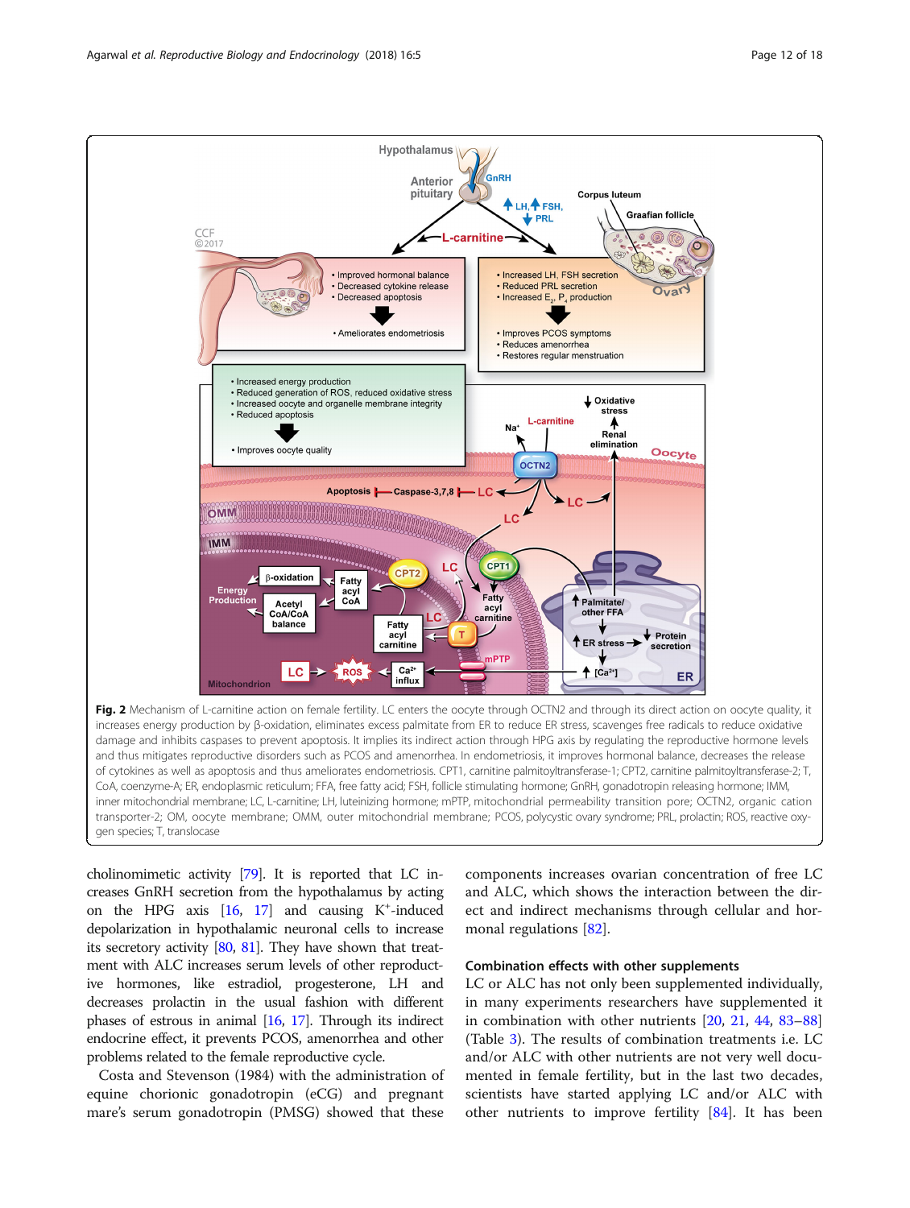**Fig. 2** Mechanism of L-carnitine action on female fertility. LC enters the oocyte through OCTN2 and through its direct action on oocyte quality, it increases energy production by β-oxidation, eliminates excess palmitate from ER to reduce ER stress, scavenges free radicals to reduce oxidative damage and inhibits caspases to prevent apoptosis. It implies its indirect action through HPG axis by regulating the reproductive hormone levels and thus mitigates reproductive disorders such as PCOS and amenorrhea. In endometriosis, it improves hormonal balance, decreases the release of cytokines as well as apoptosis and thus ameliorates endometriosis. CPT1, carnitine palmitoyltransferase-1; CPT2, carnitine palmitoyltransferase-2; T, CoA, coenzyme-A; ER, endoplasmic reticulum; FFA, free fatty acid; FSH, follicle stimulating hormone; GnRH, gonadotropin releasing hormone; IMM, inner mitochondrial membrane; LC, L-carnitine; LH, luteinizing hormone; mPTP, mitochondrial permeability transition pore; OCTN2, organic cation transporter-2; OM, oocyte membrane; OMM, outer mitochondrial membrane; PCOS, polycystic ovary syndrome; PRL, prolactin; ROS, reactive oxygen species; T, translocase

cholinomimetic activity [79]. It is reported that LC increases GnRH secretion from the hypothalamus by acting on the HPG axis [16, 17] and causing $K^+$-induced depolarization in hypothalamic neuronal cells to increase its secretory activity [80, 81]. They have shown that treatment with ALC increases serum levels of other reproductive hormones, like estradiol, progesterone, LH and decreases prolactin in the usual fashion with different phases of estrous in animal [16, 17]. Through its indirect endocrine effect, it prevents PCOS, amenorrhea and other problems related to the female reproductive cycle.

Costa and Stevenson (1984) with the administration of equine chorionic gonadotropin (eCG) and pregnant mare's serum gonadotropin (PMSG) showed that these components increases ovarian concentration of free LC and ALC, which shows the interaction between the direct and indirect mechanisms through cellular and hormonal regulations [82].

### Combination effects with other supplements

LC or ALC has not only been supplemented individually, in many experiments researchers have supplemented it in combination with other nutrients [20, 21, 44, 83–88] (Table 3). The results of combination treatments i.e. LC and/or ALC with other nutrients are not very well documented in female fertility, but in the last two decades, scientists have started applying LC and/or ALC with other nutrients to improve fertility [84]. It has been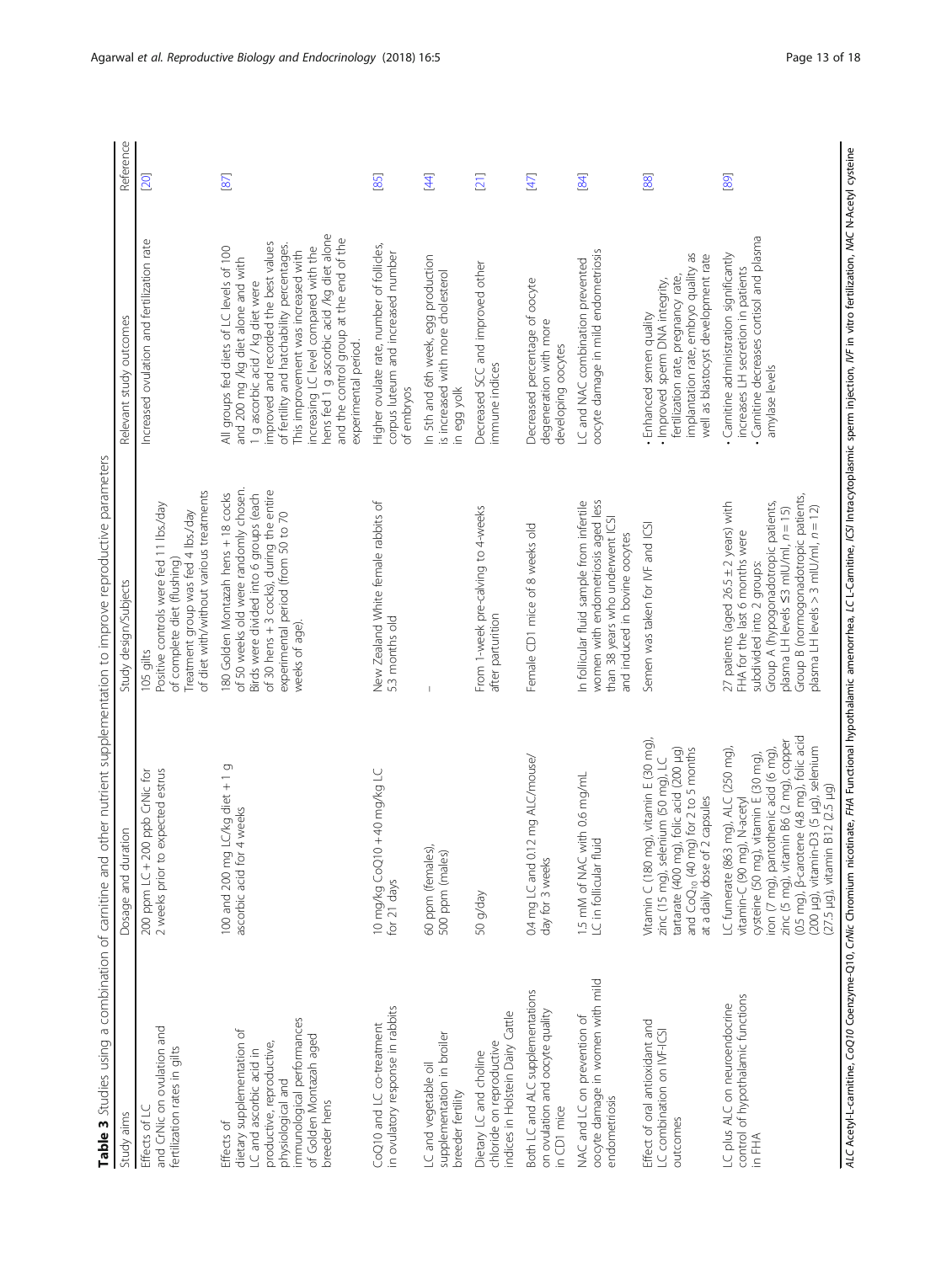**Table 3** Studies using a combination of carnitine and other nutrient supplementation to improve reproductive parameters

| Study aims | Dosage and duration | Study design/Subjects | Relevant study outcomes | Reference |
|---|---|---|---|---|
| Effects of LC and CrNic on ovulation and fertilization rates in gilts | 200 ppm LC + 200 ppb CrNic for 2 weeks prior to expected estrus | 105 gilts<br>Positive controls were fed 11 lbs./day of complete diet (flushing)<br>Treatment group was fed 4 lbs./day of diet with/without various treatments | Increased ovulation and fertilization rate | [20] |
| Effects of dietary supplementation of LC and ascorbic acid in productive, reproductive, physiological and immunological performances of Golden Montazah aged breeder hens | 100 and 200 mg LC/kg diet + 1 g ascorbic acid for 4 weeks | 180 Golden Montazah hens + 18 cocks of 50 weeks old were randomly chosen. Birds were divided into 6 groups (each of 30 hens + 3 cocks), during the entire experimental period (from 50 to 70 weeks of age). | All groups fed diets of LC levels of 100 and 200 mg /kg diet alone and with 1 g ascorbic acid / kg diet were improved and recorded the best values of fertility and hatchability percentages. This improvement was increased with increasing LC level compared with the hens fed 1 g ascorbic acid /kg diet alone and the control group at the end of the experimental period. | [87] |
| CoQ10 and LC co-treatment in ovulatory response in rabbits | 10 mg/kg CoQ10 + 40 mg/kg LC for 21 days | New Zealand White female rabbits of 5.3 months old | Higher ovulate rate, number of follicles, corpus luteum and increased number of embryos | [85] |
| LC and vegetable oil supplementation in broiler breeder fertility | 60 ppm (females), 500 ppm (males) | – | In 5th and 6th week, egg production is increased with more cholesterol in egg yolk | [44] |
| Dietary LC and choline chloride on reproductive indices in Holstein Dairy Cattle | 50 g/day | From 1-week pre-calving to 4-weeks after parturition | Decreased SCC and improved other immune indices | [21] |
| Both LC and ALC supplementations on ovulation and oocyte quality in CD1 mice | 0.4 mg LC and 0.12 mg ALC/mouse/day for 3 weeks | Female CD1 mice of 8 weeks old | Decreased percentage of oocyte degeneration with more developing oocytes | [47] |
| NAC and LC on prevention of oocyte damage in women with mild endometriosis | 1.5 mM of NAC with 0.6 mg/mL LC in follicular fluid | In follicular fluid sample from infertile women with endometriosis aged less than 38 years who underwent ICSI and induced in bovine oocytes | LC and NAC combination prevented oocyte damage in mild endometriosis | [84] |
| Effect of oral antioxidant and LC combination on IVF-ICSI outcomes | Vitamin C (180 mg), vitamin E (30 mg), zinc (15 mg), selenium (50 mg), LC tartarate (400 mg), folic acid (200 μg) and $CoQ_{10}$ (40 mg) for 2 to 5 months at a daily dose of 2 capsules | Semen was taken for IVF and ICSI | • Enhanced semen quality<br>• Improved sperm DNA integrity, fertilization rate, pregnancy rate, implantation rate, embryo quality as well as blastocyst development rate | [88] |
| LC plus ALC on neuroendocrine control of hypothalamic functions in FHA | LC fumerate (863 mg), ALC (250 mg), vitamin-C (90 mg), N-acetyl cysteine (50 mg), vitamin E (30 mg), iron (7 mg), pantothenic acid (6 mg), zinc (5 mg), vitamin B6 (2 mg), copper (0.5 mg), β-carotene (4.8 mg), folic acid (200 μg), vitamin-D3 (5 μg), selenium (27.5 μg), vitamin B12 (2.5 μg) | 27 patients (aged 26.5 ± 2 years) with FHA for the last 6 months were subdivided into 2 groups:<br>Group A (hypogonadotropic patients, plasma LH levels ≤3 mIU/ml, $n = 15$)<br>Group B (normogonadotropic patients, plasma LH levels > 3 mIU/ml, $n = 12$) | • Carnitine administration significantly increases LH secretion in patients<br>• Carnitine decreases cortisol and plasma amylase levels | [89] |

*ALC* Acetyl-L-carnitine, *CoQ10* Coenzyme-Q10, *CrNic* Chromium nicotinate, *FHA* Functional hypothalamic amenorrhea, *LC* L-Carnitine, *ICSI* Intracytoplasmic sperm injection, *IVF* in vitro fertilization, *NAC* N-Acetyl cysteine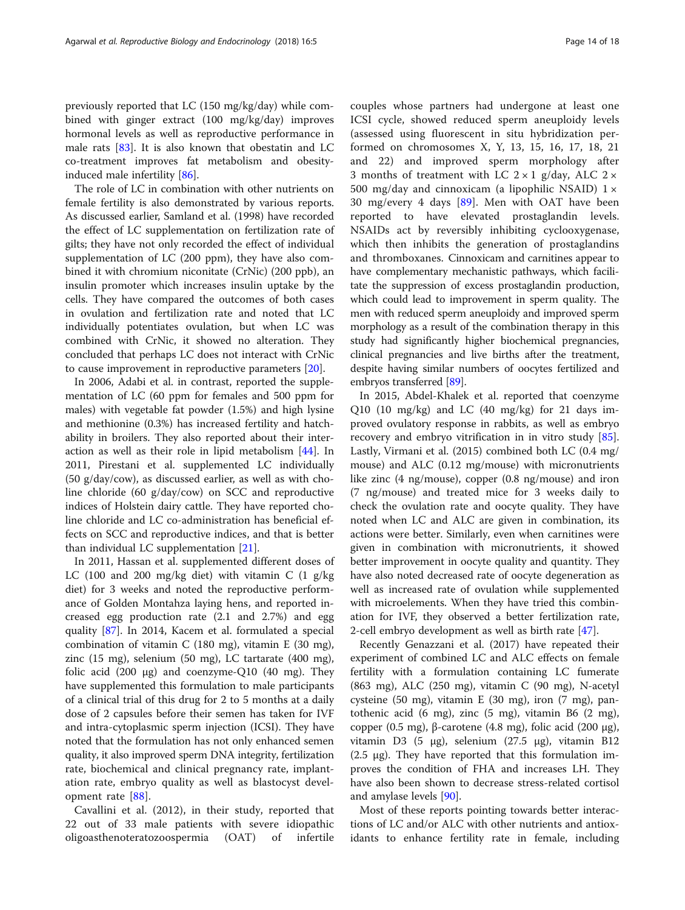previously reported that LC (150 mg/kg/day) while combined with ginger extract (100 mg/kg/day) improves hormonal levels as well as reproductive performance in male rats [83]. It is also known that obestatin and LC co-treatment improves fat metabolism and obesity-induced male infertility [86].

The role of LC in combination with other nutrients on female fertility is also demonstrated by various reports. As discussed earlier, Samland et al. (1998) have recorded the effect of LC supplementation on fertilization rate of gilts; they have not only recorded the effect of individual supplementation of LC (200 ppm), they have also combined it with chromium niconitate (CrNic) (200 ppb), an insulin promoter which increases insulin uptake by the cells. They have compared the outcomes of both cases in ovulation and fertilization rate and noted that LC individually potentiates ovulation, but when LC was combined with CrNic, it showed no alteration. They concluded that perhaps LC does not interact with CrNic to cause improvement in reproductive parameters [20].

In 2006, Adabi et al. in contrast, reported the supplementation of LC (60 ppm for females and 500 ppm for males) with vegetable fat powder (1.5%) and high lysine and methionine (0.3%) has increased fertility and hatchability in broilers. They also reported about their interaction as well as their role in lipid metabolism [44]. In 2011, Pirestani et al. supplemented LC individually (50 g/day/cow), as discussed earlier, as well as with choline chloride (60 g/day/cow) on SCC and reproductive indices of Holstein dairy cattle. They have reported choline chloride and LC co-administration has beneficial effects on SCC and reproductive indices, and that is better than individual LC supplementation [21].

In 2011, Hassan et al. supplemented different doses of LC (100 and 200 mg/kg diet) with vitamin C (1 g/kg diet) for 3 weeks and noted the reproductive performance of Golden Montahza laying hens, and reported increased egg production rate (2.1 and 2.7%) and egg quality [87]. In 2014, Kacem et al. formulated a special combination of vitamin C (180 mg), vitamin E (30 mg), zinc (15 mg), selenium (50 mg), LC tartarate (400 mg), folic acid (200 μg) and coenzyme-Q10 (40 mg). They have supplemented this formulation to male participants of a clinical trial of this drug for 2 to 5 months at a daily dose of 2 capsules before their semen has taken for IVF and intra-cytoplasmic sperm injection (ICSI). They have noted that the formulation has not only enhanced semen quality, it also improved sperm DNA integrity, fertilization rate, biochemical and clinical pregnancy rate, implantation rate, embryo quality as well as blastocyst development rate [88].

Cavallini et al. (2012), in their study, reported that 22 out of 33 male patients with severe idiopathic oligoasthenoteratozoospermia (OAT) of infertile couples whose partners had undergone at least one ICSI cycle, showed reduced sperm aneuploidy levels (assessed using fluorescent in situ hybridization performed on chromosomes X, Y, 13, 15, 16, 17, 18, 21 and 22) and improved sperm morphology after 3 months of treatment with LC $2 \times 1$ g/day, ALC $2 \times 500$ mg/day and cinnoxicam (a lipophilic NSAID) $1 \times 30$ mg/every 4 days [89]. Men with OAT have been reported to have elevated prostaglandin levels. NSAIDs act by reversibly inhibiting cyclooxygenase, which then inhibits the generation of prostaglandins and thromboxanes. Cinnoxicam and carnitines appear to have complementary mechanistic pathways, which facilitate the suppression of excess prostaglandin production, which could lead to improvement in sperm quality. The men with reduced sperm aneuploidy and improved sperm morphology as a result of the combination therapy in this study had significantly higher biochemical pregnancies, clinical pregnancies and live births after the treatment, despite having similar numbers of oocytes fertilized and embryos transferred [89].

In 2015, Abdel-Khalek et al. reported that coenzyme Q10 (10 mg/kg) and LC (40 mg/kg) for 21 days improved ovulatory response in rabbits, as well as embryo recovery and embryo vitrification in in vitro study [85]. Lastly, Virmani et al. (2015) combined both LC (0.4 mg/mouse) and ALC (0.12 mg/mouse) with micronutrients like zinc (4 ng/mouse), copper (0.8 ng/mouse) and iron (7 ng/mouse) and treated mice for 3 weeks daily to check the ovulation rate and oocyte quality. They have noted when LC and ALC are given in combination, its actions were better. Similarly, even when carnitines were given in combination with micronutrients, it showed better improvement in oocyte quality and quantity. They have also noted decreased rate of oocyte degeneration as well as increased rate of ovulation while supplemented with microelements. When they have tried this combination for IVF, they observed a better fertilization rate, 2-cell embryo development as well as birth rate [47].

Recently Genazzani et al. (2017) have repeated their experiment of combined LC and ALC effects on female fertility with a formulation containing LC fumerate (863 mg), ALC (250 mg), vitamin C (90 mg), N-acetyl cysteine (50 mg), vitamin E (30 mg), iron (7 mg), pantothenic acid (6 mg), zinc (5 mg), vitamin B6 (2 mg), copper (0.5 mg), β-carotene (4.8 mg), folic acid (200 μg), vitamin D3 (5 μg), selenium (27.5 μg), vitamin B12 (2.5 μg). They have reported that this formulation improves the condition of FHA and increases LH. They have also been shown to decrease stress-related cortisol and amylase levels [90].

Most of these reports pointing towards better interactions of LC and/or ALC with other nutrients and antioxidants to enhance fertility rate in female, including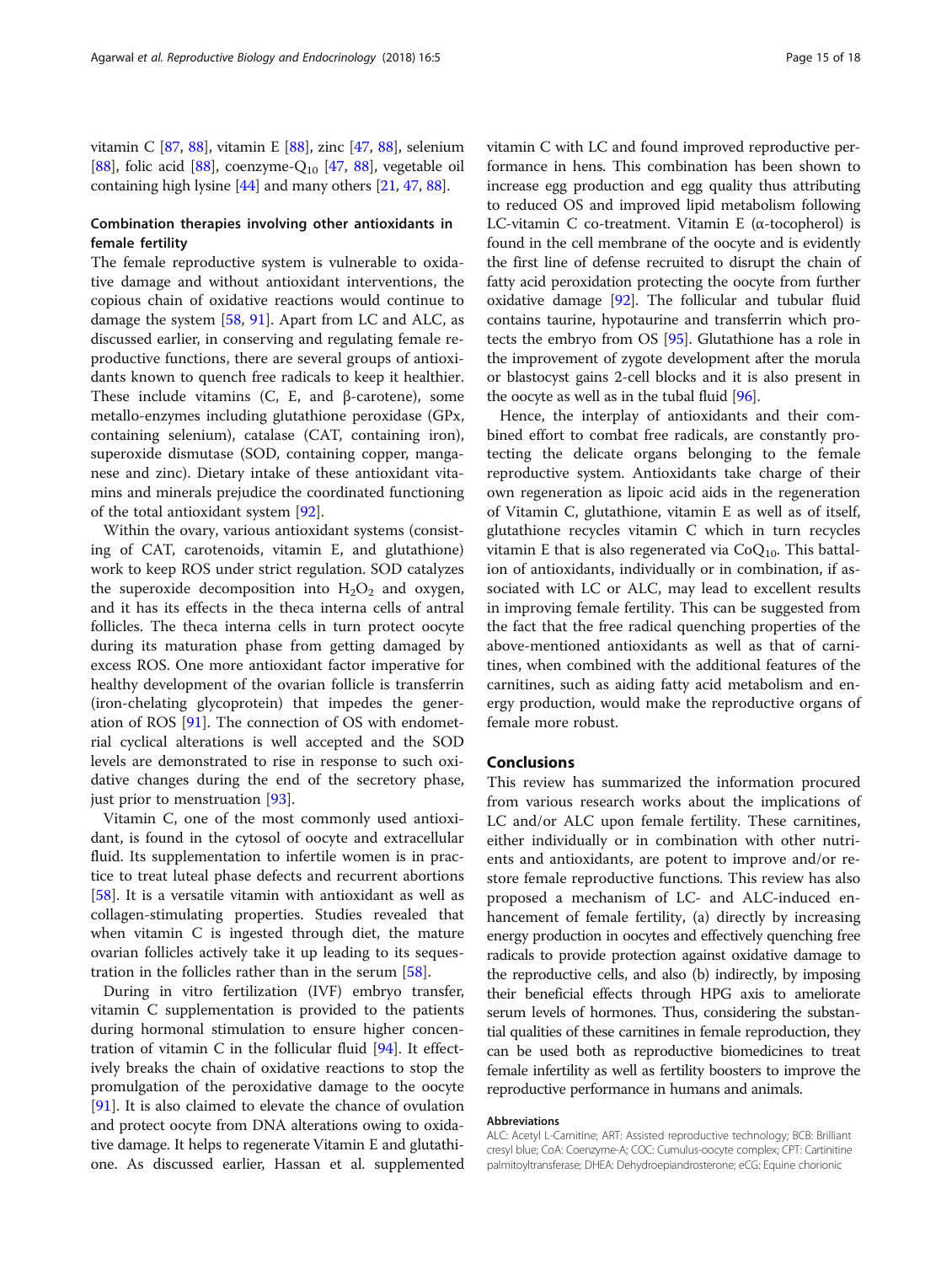vitamin C [87, 88], vitamin E [88], zinc [47, 88], selenium [88], folic acid [88], coenzyme-$Q_{10}$ [47, 88], vegetable oil containing high lysine [44] and many others [21, 47, 88].

### Combination therapies involving other antioxidants in female fertility

The female reproductive system is vulnerable to oxidative damage and without antioxidant interventions, the copious chain of oxidative reactions would continue to damage the system [58, 91]. Apart from LC and ALC, as discussed earlier, in conserving and regulating female reproductive functions, there are several groups of antioxidants known to quench free radicals to keep it healthier. These include vitamins (C, E, and β-carotene), some metallo-enzymes including glutathione peroxidase (GPx, containing selenium), catalase (CAT, containing iron), superoxide dismutase (SOD, containing copper, manganese and zinc). Dietary intake of these antioxidant vitamins and minerals prejudice the coordinated functioning of the total antioxidant system [92].

Within the ovary, various antioxidant systems (consisting of CAT, carotenoids, vitamin E, and glutathione) work to keep ROS under strict regulation. SOD catalyzes the superoxide decomposition into $H_2O_2$ and oxygen, and it has its effects in the theca interna cells of antral follicles. The theca interna cells in turn protect oocyte during its maturation phase from getting damaged by excess ROS. One more antioxidant factor imperative for healthy development of the ovarian follicle is transferrin (iron-chelating glycoprotein) that impedes the generation of ROS [91]. The connection of OS with endometrial cyclical alterations is well accepted and the SOD levels are demonstrated to rise in response to such oxidative changes during the end of the secretory phase, just prior to menstruation [93].

Vitamin C, one of the most commonly used antioxidant, is found in the cytosol of oocyte and extracellular fluid. Its supplementation to infertile women is in practice to treat luteal phase defects and recurrent abortions [58]. It is a versatile vitamin with antioxidant as well as collagen-stimulating properties. Studies revealed that when vitamin C is ingested through diet, the mature ovarian follicles actively take it up leading to its sequestration in the follicles rather than in the serum [58].

During in vitro fertilization (IVF) embryo transfer, vitamin C supplementation is provided to the patients during hormonal stimulation to ensure higher concentration of vitamin C in the follicular fluid [94]. It effectively breaks the chain of oxidative reactions to stop the promulgation of the peroxidative damage to the oocyte [91]. It is also claimed to elevate the chance of ovulation and protect oocyte from DNA alterations owing to oxidative damage. It helps to regenerate Vitamin E and glutathione. As discussed earlier, Hassan et al. supplemented vitamin C with LC and found improved reproductive performance in hens. This combination has been shown to increase egg production and egg quality thus attributing to reduced OS and improved lipid metabolism following LC-vitamin C co-treatment. Vitamin E (α-tocopherol) is found in the cell membrane of the oocyte and is evidently the first line of defense recruited to disrupt the chain of fatty acid peroxidation protecting the oocyte from further oxidative damage [92]. The follicular and tubular fluid contains taurine, hypotaurine and transferrin which protects the embryo from OS [95]. Glutathione has a role in the improvement of zygote development after the morula or blastocyst gains 2-cell blocks and it is also present in the oocyte as well as in the tubal fluid [96].

Hence, the interplay of antioxidants and their combined effort to combat free radicals, are constantly protecting the delicate organs belonging to the female reproductive system. Antioxidants take charge of their own regeneration as lipoic acid aids in the regeneration of Vitamin C, glutathione, vitamin E as well as of itself, glutathione recycles vitamin C which in turn recycles vitamin E that is also regenerated via $CoQ_{10}$. This battalion of antioxidants, individually or in combination, if associated with LC or ALC, may lead to excellent results in improving female fertility. This can be suggested from the fact that the free radical quenching properties of the above-mentioned antioxidants as well as that of carnitines, when combined with the additional features of the carnitines, such as aiding fatty acid metabolism and energy production, would make the reproductive organs of female more robust.

## Conclusions

This review has summarized the information procured from various research works about the implications of LC and/or ALC upon female fertility. These carnitines, either individually or in combination with other nutrients and antioxidants, are potent to improve and/or restore female reproductive functions. This review has also proposed a mechanism of LC- and ALC-induced enhancement of female fertility, (a) directly by increasing energy production in oocytes and effectively quenching free radicals to provide protection against oxidative damage to the reproductive cells, and also (b) indirectly, by imposing their beneficial effects through HPG axis to ameliorate serum levels of hormones. Thus, considering the substantial qualities of these carnitines in female reproduction, they can be used both as reproductive biomedicines to treat female infertility as well as fertility boosters to improve the reproductive performance in humans and animals.

#### Abbreviations

ALC: Acetyl L-Carnitine; ART: Assisted reproductive technology; BCB: Brilliant cresyl blue; CoA: Coenzyme-A; COC: Cumulus-oocyte complex; CPT: Cartinitine palmitoyltransferase; DHEA: Dehydroepiandrosterone; eCG: Equine chorionic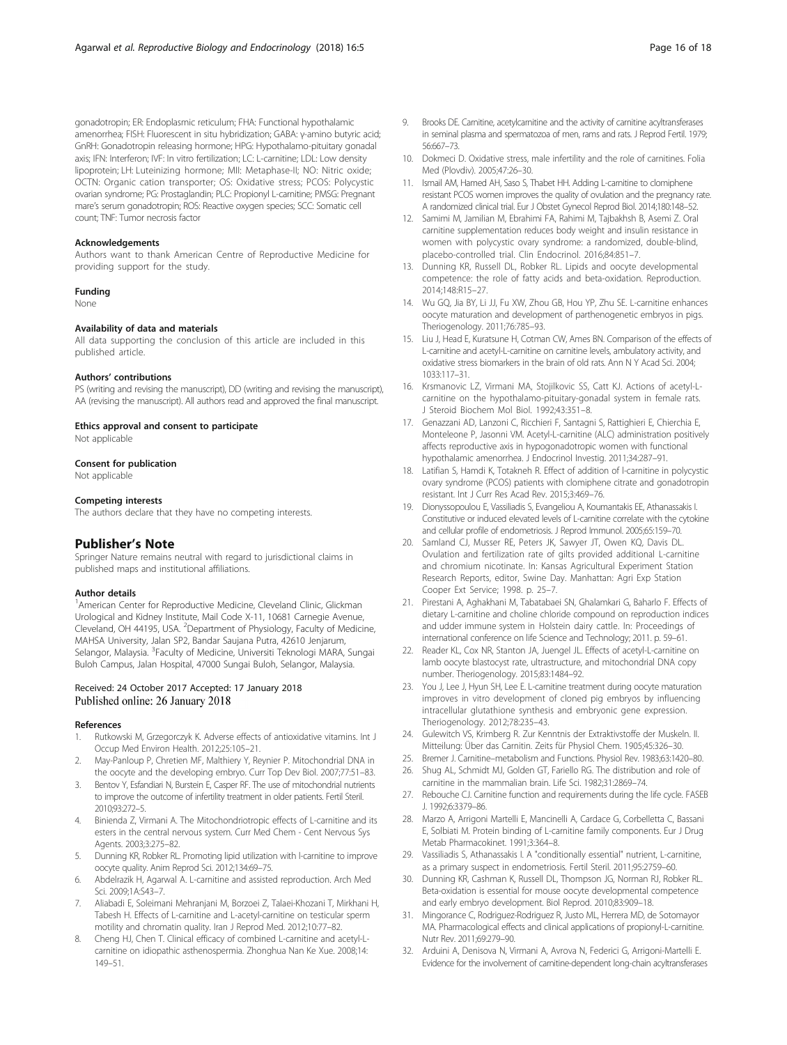gonadotropin; ER: Endoplasmic reticulum; FHA: Functional hypothalamic amenorrhea; FISH: Fluorescent in situ hybridization; GABA: γ-amino butyric acid; GnRH: Gonadotropin releasing hormone; HPG: Hypothalamo-pituitary gonadal axis; IFN: Interferon; IVF: In vitro fertilization; LC: L-carnitine; LDL: Low density lipoprotein; LH: Luteinizing hormone; MII: Metaphase-II; NO: Nitric oxide; OCTN: Organic cation transporter; OS: Oxidative stress; PCOS: Polycystic ovarian syndrome; PG: Prostaglandin; PLC: Propionyl L-carnitine; PMSG: Pregnant mare's serum gonadotropin; ROS: Reactive oxygen species; SCC: Somatic cell count; TNF: Tumor necrosis factor

#### Acknowledgements

Authors want to thank American Centre of Reproductive Medicine for providing support for the study.

#### Funding

None

#### Availability of data and materials

All data supporting the conclusion of this article are included in this published article.

#### Authors' contributions

PS (writing and revising the manuscript), DD (writing and revising the manuscript), AA (revising the manuscript). All authors read and approved the final manuscript.

#### Ethics approval and consent to participate

Not applicable

#### Consent for publication

Not applicable

#### Competing interests

The authors declare that they have no competing interests.

## Publisher's Note

Springer Nature remains neutral with regard to jurisdictional claims in published maps and institutional affiliations.

#### Author details

[1]American Center for Reproductive Medicine, Cleveland Clinic, Glickman Urological and Kidney Institute, Mail Code X-11, 10681 Carnegie Avenue, Cleveland, OH 44195, USA. [2]Department of Physiology, Faculty of Medicine, MAHSA University, Jalan SP2, Bandar Saujana Putra, 42610 Jenjarum, Selangor, Malaysia. [3]Faculty of Medicine, Universiti Teknologi MARA, Sungai Buloh Campus, Jalan Hospital, 47000 Sungai Buloh, Selangor, Malaysia.

Received: 24 October 2017 Accepted: 17 January 2018
Published online: 26 January 2018

#### References

1. Rutkowski M, Grzegorczyk K. Adverse effects of antioxidative vitamins. Int J Occup Med Environ Health. 2012;25:105–21.
2. May-Panloup P, Chretien MF, Malthiery Y, Reynier P. Mitochondrial DNA in the oocyte and the developing embryo. Curr Top Dev Biol. 2007;77:51–83.
3. Bentov Y, Esfandiari N, Burstein E, Casper RF. The use of mitochondrial nutrients to improve the outcome of infertility treatment in older patients. Fertil Steril. 2010;93:272–5.
4. Binienda Z, Virmani A. The Mitochondriotropic effects of L-carnitine and its esters in the central nervous system. Curr Med Chem - Cent Nervous Sys Agents. 2003;3:275–82.
5. Dunning KR, Robker RL. Promoting lipid utilization with l-carnitine to improve oocyte quality. Anim Reprod Sci. 2012;134:69–75.
6. Abdelrazik H, Agarwal A. L-carnitine and assisted reproduction. Arch Med Sci. 2009;1A:S43–7.
7. Aliabadi E, Soleimani Mehranjani M, Borzoei Z, Talaei-Khozani T, Mirkhani H, Tabesh H. Effects of L-carnitine and L-acetyl-carnitine on testicular sperm motility and chromatin quality. Iran J Reprod Med. 2012;10:77–82.
8. Cheng HJ, Chen T. Clinical efficacy of combined L-carnitine and acetyl-L-carnitine on idiopathic asthenospermia. Zhonghua Nan Ke Xue. 2008;14:149–51.
9. Brooks DE. Carnitine, acetylcarnitine and the activity of carnitine acyltransferases in seminal plasma and spermatozoa of men, rams and rats. J Reprod Fertil. 1979;56:667–73.
10. Dokmeci D. Oxidative stress, male infertility and the role of carnitines. Folia Med (Plovdiv). 2005;47:26–30.
11. Ismail AM, Hamed AH, Saso S, Thabet HH. Adding L-carnitine to clomiphene resistant PCOS women improves the quality of ovulation and the pregnancy rate. A randomized clinical trial. Eur J Obstet Gynecol Reprod Biol. 2014;180:148–52.
12. Samimi M, Jamilian M, Ebrahimi FA, Rahimi M, Tajbakhsh B, Asemi Z. Oral carnitine supplementation reduces body weight and insulin resistance in women with polycystic ovary syndrome: a randomized, double-blind, placebo-controlled trial. Clin Endocrinol. 2016;84:851–7.
13. Dunning KR, Russell DL, Robker RL. Lipids and oocyte developmental competence: the role of fatty acids and beta-oxidation. Reproduction. 2014;148:R15–27.
14. Wu GQ, Jia BY, Li JJ, Fu XW, Zhou GB, Hou YP, Zhu SE. L-carnitine enhances oocyte maturation and development of parthenogenetic embryos in pigs. Theriogenology. 2011;76:785–93.
15. Liu J, Head E, Kuratsune H, Cotman CW, Ames BN. Comparison of the effects of L-carnitine and acetyl-L-carnitine on carnitine levels, ambulatory activity, and oxidative stress biomarkers in the brain of old rats. Ann N Y Acad Sci. 2004;1033:117–31.
16. Krsmanovic LZ, Virmani MA, Stojilkovic SS, Catt KJ. Actions of acetyl-L-carnitine on the hypothalamo-pituitary-gonadal system in female rats. J Steroid Biochem Mol Biol. 1992;43:351–8.
17. Genazzani AD, Lanzoni C, Ricchieri F, Santagni S, Rattighieri E, Chierchia E, Monteleone P, Jasonni VM. Acetyl-L-carnitine (ALC) administration positively affects reproductive axis in hypogonadotropic women with functional hypothalamic amenorrhea. J Endocrinol Investig. 2011;34:287–91.
18. Latifian S, Hamdi K, Totakneh R. Effect of addition of l-carnitine in polycystic ovary syndrome (PCOS) patients with clomiphene citrate and gonadotropin resistant. Int J Curr Res Acad Rev. 2015;3:469–76.
19. Dionyssopoulou E, Vassiliadis S, Evangeliou A, Koumantakis EE, Athanassakis I. Constitutive or induced elevated levels of L-carnitine correlate with the cytokine and cellular profile of endometriosis. J Reprod Immunol. 2005;65:159–70.
20. Samland CJ, Musser RE, Peters JK, Sawyer JT, Owen KQ, Davis DL. Ovulation and fertilization rate of gilts provided additional L-carnitine and chromium nicotinate. In: Kansas Agricultural Experiment Station Research Reports, editor, Swine Day. Manhattan: Agri Exp Station Cooper Ext Service; 1998. p. 25–7.
21. Pirestani A, Aghakhani M, Tabatabaei SN, Ghalamkari G, Baharlo F. Effects of dietary L-carnitine and choline chloride compound on reproduction indices and udder immune system in Holstein dairy cattle. In: Proceedings of international conference on life Science and Technology; 2011. p. 59–61.
22. Reader KL, Cox NR, Stanton JA, Juengel JL. Effects of acetyl-L-carnitine on lamb oocyte blastocyst rate, ultrastructure, and mitochondrial DNA copy number. Theriogenology. 2015;83:1484–92.
23. You J, Lee J, Hyun SH, Lee E. L-carnitine treatment during oocyte maturation improves in vitro development of cloned pig embryos by influencing intracellular glutathione synthesis and embryonic gene expression. Theriogenology. 2012;78:235–43.
24. Gulewitch VS, Krimberg R. Zur Kenntnis der Extraktivstoffe der Muskeln. II. Mitteilung: Über das Carnitin. Zeits für Physiol Chem. 1905;45:326–30.
25. Bremer J. Carnitine–metabolism and Functions. Physiol Rev. 1983;63:1420–80.
26. Shug AL, Schmidt MJ, Golden GT, Fariello RG. The distribution and role of carnitine in the mammalian brain. Life Sci. 1982;31:2869–74.
27. Rebouche CJ. Carnitine function and requirements during the life cycle. FASEB J. 1992;6:3379–86.
28. Marzo A, Arrigoni Martelli E, Mancinelli A, Cardace G, Corbelletta C, Bassani E, Solbiati M. Protein binding of L-carnitine family components. Eur J Drug Metab Pharmacokinet. 1991;3:364–8.
29. Vassiliadis S, Athanassakis I. A "conditionally essential" nutrient, L-carnitine, as a primary suspect in endometriosis. Fertil Steril. 2011;95:2759–60.
30. Dunning KR, Cashman K, Russell DL, Thompson JG, Norman RJ, Robker RL. Beta-oxidation is essential for mouse oocyte developmental competence and early embryo development. Biol Reprod. 2010;83:909–18.
31. Mingorance C, Rodriguez-Rodriguez R, Justo ML, Herrera MD, de Sotomayor MA. Pharmacological effects and clinical applications of propionyl-L-carnitine. Nutr Rev. 2011;69:279–90.
32. Arduini A, Denisova N, Virmani A, Avrova N, Federici G, Arrigoni-Martelli E. Evidence for the involvement of carnitine-dependent long-chain acyltransferases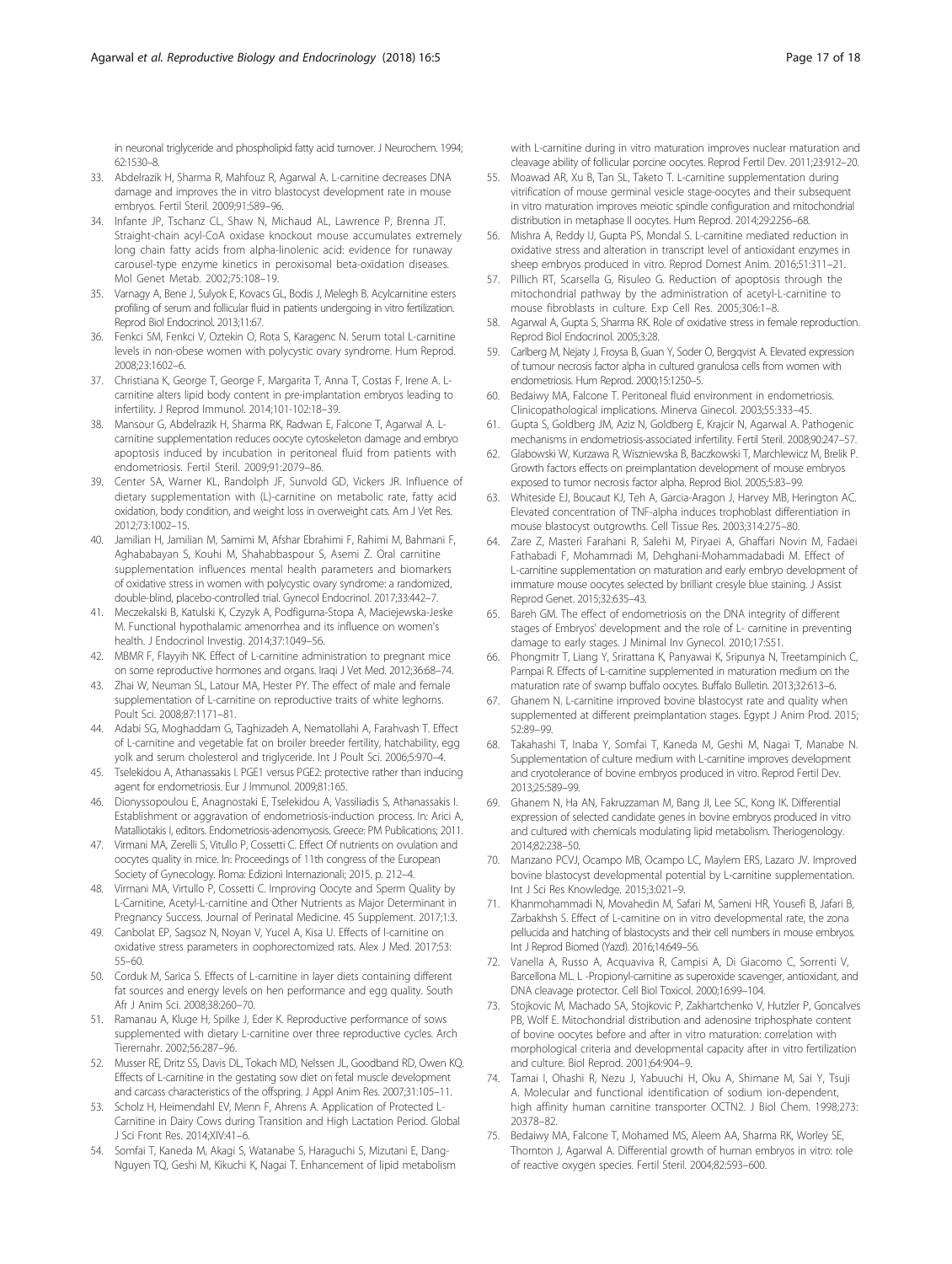in neuronal triglyceride and phospholipid fatty acid turnover. J Neurochem. 1994; 62:1530–8.

33. Abdelrazik H, Sharma R, Mahfouz R, Agarwal A. L-carnitine decreases DNA damage and improves the in vitro blastocyst development rate in mouse embryos. Fertil Steril. 2009;91:589–96.
34. Infante JP, Tschanz CL, Shaw N, Michaud AL, Lawrence P, Brenna JT. Straight-chain acyl-CoA oxidase knockout mouse accumulates extremely long chain fatty acids from alpha-linolenic acid: evidence for runaway carousel-type enzyme kinetics in peroxisomal beta-oxidation diseases. Mol Genet Metab. 2002;75:108–19.
35. Varnagy A, Bene J, Sulyok E, Kovacs GL, Bodis J, Melegh B. Acylcarnitine esters profiling of serum and follicular fluid in patients undergoing in vitro fertilization. Reprod Biol Endocrinol. 2013;11:67.
36. Fenkci SM, Fenkci V, Oztekin O, Rota S, Karagenc N. Serum total L-carnitine levels in non-obese women with polycystic ovary syndrome. Hum Reprod. 2008;23:1602–6.
37. Christiana K, George T, George F, Margarita T, Anna T, Costas F, Irene A. L-carnitine alters lipid body content in pre-implantation embryos leading to infertility. J Reprod Immunol. 2014;101-102:18–39.
38. Mansour G, Abdelrazik H, Sharma RK, Radwan E, Falcone T, Agarwal A. L-carnitine supplementation reduces oocyte cytoskeleton damage and embryo apoptosis induced by incubation in peritoneal fluid from patients with endometriosis. Fertil Steril. 2009;91:2079–86.
39. Center SA, Warner KL, Randolph JF, Sunvold GD, Vickers JR. Influence of dietary supplementation with (L)-carnitine on metabolic rate, fatty acid oxidation, body condition, and weight loss in overweight cats. Am J Vet Res. 2012;73:1002–15.
40. Jamilian H, Jamilian M, Samimi M, Afshar Ebrahimi F, Rahimi M, Bahmani F, Aghababayan S, Kouhi M, Shahabbaspour S, Asemi Z. Oral carnitine supplementation influences mental health parameters and biomarkers of oxidative stress in women with polycystic ovary syndrome: a randomized, double-blind, placebo-controlled trial. Gynecol Endocrinol. 2017;33:442–7.
41. Meczekalski B, Katulski K, Czyzyk A, Podfigurna-Stopa A, Maciejewska-Jeske M. Functional hypothalamic amenorrhea and its influence on women's health. J Endocrinol Investig. 2014;37:1049–56.
42. MBMR F, Flayyih NK. Effect of L-carnitine administration to pregnant mice on some reproductive hormones and organs. Iraqi J Vet Med. 2012;36:68–74.
43. Zhai W, Neuman SL, Latour MA, Hester PY. The effect of male and female supplementation of L-carnitine on reproductive traits of white leghorns. Poult Sci. 2008;87:1171–81.
44. Adabi SG, Moghaddam G, Taghizadeh A, Nematollahi A, Farahvash T. Effect of L-carnitine and vegetable fat on broiler breeder fertility, hatchability, egg yolk and serum cholesterol and triglyceride. Int J Poult Sci. 2006;5:970–4.
45. Tselekidou A, Athanassakis I. PGE1 versus PGE2: protective rather than inducing agent for endometriosis. Eur J Immunol. 2009;81:165.
46. Dionyssopoulou E, Anagnostaki E, Tselekidou A, Vassiliadis S, Athanassakis I. Establishment or aggravation of endometriosis-induction process. In: Arici A, Matalliotakis I, editors. Endometriosis-adenomyosis. Greece: PM Publications; 2011.
47. Virmani MA, Zerelli S, Vitullo P, Cossetti C. Effect Of nutrients on ovulation and oocytes quality in mice. In: Proceedings of 11th congress of the European Society of Gynecology. Roma: Edizioni Internazionali; 2015. p. 212–4.
48. Virmani MA, Virtullo P, Cossetti C. Improving Oocyte and Sperm Quality by L-Carnitine, Acetyl-L-carnitine and Other Nutrients as Major Determinant in Pregnancy Success. Journal of Perinatal Medicine. 45 Supplement. 2017;1:3.
49. Canbolat EP, Sagsoz N, Noyan V, Yucel A, Kisa U. Effects of l-carnitine on oxidative stress parameters in oophorectomized rats. Alex J Med. 2017;53: 55–60.
50. Corduk M, Sarica S. Effects of L-carnitine in layer diets containing different fat sources and energy levels on hen performance and egg quality. South Afr J Anim Sci. 2008;38:260–70.
51. Ramanau A, Kluge H, Spilke J, Eder K. Reproductive performance of sows supplemented with dietary L-carnitine over three reproductive cycles. Arch Tierernahr. 2002;56:287–96.
52. Musser RE, Dritz SS, Davis DL, Tokach MD, Nelssen JL, Goodband RD, Owen KQ. Effects of L-carnitine in the gestating sow diet on fetal muscle development and carcass characteristics of the offspring. J Appl Anim Res. 2007;31:105–11.
53. Scholz H, Heimendahl EV, Menn F, Ahrens A. Application of Protected L-Carnitine in Dairy Cows during Transition and High Lactation Period. Global J Sci Front Res. 2014;XIV:41–6.
54. Somfai T, Kaneda M, Akagi S, Watanabe S, Haraguchi S, Mizutani E, Dang-Nguyen TQ, Geshi M, Kikuchi K, Nagai T. Enhancement of lipid metabolism with L-carnitine during in vitro maturation improves nuclear maturation and cleavage ability of follicular porcine oocytes. Reprod Fertil Dev. 2011;23:912–20.
55. Moawad AR, Xu B, Tan SL, Taketo T. L-carnitine supplementation during vitrification of mouse germinal vesicle stage-oocytes and their subsequent in vitro maturation improves meiotic spindle configuration and mitochondrial distribution in metaphase II oocytes. Hum Reprod. 2014;29:2256–68.
56. Mishra A, Reddy IJ, Gupta PS, Mondal S. L-carnitine mediated reduction in oxidative stress and alteration in transcript level of antioxidant enzymes in sheep embryos produced in vitro. Reprod Domest Anim. 2016;51:311–21.
57. Pillich RT, Scarsella G, Risuleo G. Reduction of apoptosis through the mitochondrial pathway by the administration of acetyl-L-carnitine to mouse fibroblasts in culture. Exp Cell Res. 2005;306:1–8.
58. Agarwal A, Gupta S, Sharma RK. Role of oxidative stress in female reproduction. Reprod Biol Endocrinol. 2005;3:28.
59. Carlberg M, Nejaty J, Froysa B, Guan Y, Soder O, Bergqvist A. Elevated expression of tumour necrosis factor alpha in cultured granulosa cells from women with endometriosis. Hum Reprod. 2000;15:1250–5.
60. Bedaiwy MA, Falcone T. Peritoneal fluid environment in endometriosis. Clinicopathological implications. Minerva Ginecol. 2003;55:333–45.
61. Gupta S, Goldberg JM, Aziz N, Goldberg E, Krajcir N, Agarwal A. Pathogenic mechanisms in endometriosis-associated infertility. Fertil Steril. 2008;90:247–57.
62. Glabowski W, Kurzawa R, Wiszniewska B, Baczkowski T, Marchlewicz M, Brelik P. Growth factors effects on preimplantation development of mouse embryos exposed to tumor necrosis factor alpha. Reprod Biol. 2005;5:83–99.
63. Whiteside EJ, Boucaut KJ, Teh A, Garcia-Aragon J, Harvey MB, Herington AC. Elevated concentration of TNF-alpha induces trophoblast differentiation in mouse blastocyst outgrowths. Cell Tissue Res. 2003;314:275–80.
64. Zare Z, Masteri Farahani R, Salehi M, Piryaei A, Ghaffari Novin M, Fadaei Fathabadi F, Mohammadi M, Dehghani-Mohammadabadi M. Effect of L-carnitine supplementation on maturation and early embryo development of immature mouse oocytes selected by brilliant cresyle blue staining. J Assist Reprod Genet. 2015;32:635–43.
65. Bareh GM. The effect of endometriosis on the DNA integrity of different stages of Embryos' development and the role of L- carnitine in preventing damage to early stages. J Minimal Inv Gynecol. 2010;17:S51.
66. Phongmitr T, Liang Y, Srirattana K, Panyawai K, Sripunya N, Treetampinich C, Parnpai R. Effects of L-carnitine supplemented in maturation medium on the maturation rate of swamp buffalo oocytes. Buffalo Bulletin. 2013;32:613–6.
67. Ghanem N. L-carnitine improved bovine blastocyst rate and quality when supplemented at different preimplantation stages. Egypt J Anim Prod. 2015; 52:89–99.
68. Takahashi T, Inaba Y, Somfai T, Kaneda M, Geshi M, Nagai T, Manabe N. Supplementation of culture medium with L-carnitine improves development and cryotolerance of bovine embryos produced in vitro. Reprod Fertil Dev. 2013;25:589–99.
69. Ghanem N, Ha AN, Fakruzzaman M, Bang JI, Lee SC, Kong IK. Differential expression of selected candidate genes in bovine embryos produced in vitro and cultured with chemicals modulating lipid metabolism. Theriogenology. 2014;82:238–50.
70. Manzano PCVJ, Ocampo MB, Ocampo LC, Maylem ERS, Lazaro JV. Improved bovine blastocyst developmental potential by L-carnitine supplementation. Int J Sci Res Knowledge. 2015;3:021–9.
71. Khanmohammadi N, Movahedin M, Safari M, Sameni HR, Yousefi B, Jafari B, Zarbakhsh S. Effect of L-carnitine on in vitro developmental rate, the zona pellucida and hatching of blastocysts and their cell numbers in mouse embryos. Int J Reprod Biomed (Yazd). 2016;14:649–56.
72. Vanella A, Russo A, Acquaviva R, Campisi A, Di Giacomo C, Sorrenti V, Barcellona ML. L -Propionyl-carnitine as superoxide scavenger, antioxidant, and DNA cleavage protector. Cell Biol Toxicol. 2000;16:99–104.
73. Stojkovic M, Machado SA, Stojkovic P, Zakhartchenko V, Hutzler P, Goncalves PB, Wolf E. Mitochondrial distribution and adenosine triphosphate content of bovine oocytes before and after in vitro maturation: correlation with morphological criteria and developmental capacity after in vitro fertilization and culture. Biol Reprod. 2001;64:904–9.
74. Tamai I, Ohashi R, Nezu J, Yabuuchi H, Oku A, Shimane M, Sai Y, Tsuji A. Molecular and functional identification of sodium ion-dependent, high affinity human carnitine transporter OCTN2. J Biol Chem. 1998;273: 20378–82.
75. Bedaiwy MA, Falcone T, Mohamed MS, Aleem AA, Sharma RK, Worley SE, Thornton J, Agarwal A. Differential growth of human embryos in vitro: role of reactive oxygen species. Fertil Steril. 2004;82:593–600.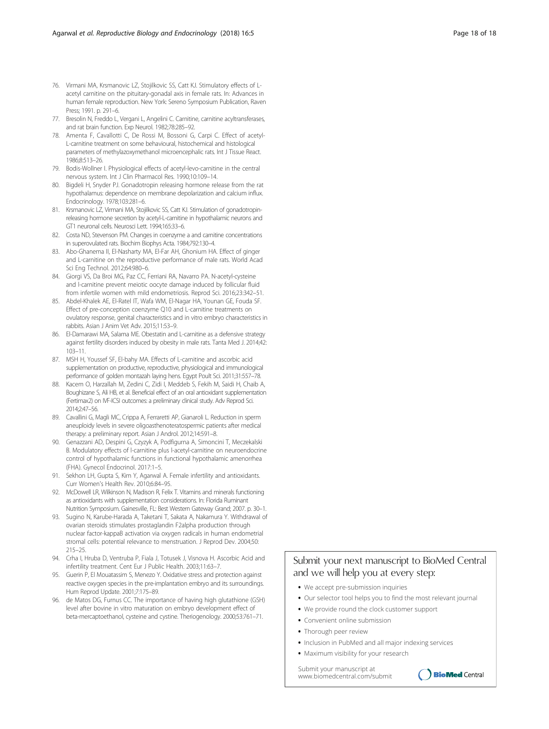76. Virmani MA, Krsmanovic LZ, Stojilkovic SS, Catt KJ. Stimulatory effects of L-acetyl carnitine on the pituitary-gonadal axis in female rats. In: Advances in human female reproduction. New York: Sereno Symposium Publication, Raven Press; 1991. p. 291–6.
77. Bresolin N, Freddo L, Vergani L, Angelini C. Carnitine, carnitine acyltransferases, and rat brain function. Exp Neurol. 1982;78:285–92.
78. Amenta F, Cavallotti C, De Rossi M, Bossoni G, Carpi C. Effect of acetyl-L-carnitine treatment on some behavioural, histochemical and histological parameters of methylazoxymethanol microencephalic rats. Int J Tissue React. 1986;8:513–26.
79. Bodis-Wollner I. Physiological effects of acetyl-levo-carnitine in the central nervous system. Int J Clin Pharmacol Res. 1990;10:109–14.
80. Bigdeli H, Snyder PJ. Gonadotropin releasing hormone release from the rat hypothalamus: dependence on membrane depolarization and calcium influx. Endocrinology. 1978;103:281–6.
81. Krsmanovic LZ, Virmani MA, Stojilkovic SS, Catt KJ. Stimulation of gonadotropin-releasing hormone secretion by acetyl-L-carnitine in hypothalamic neurons and GT1 neuronal cells. Neurosci Lett. 1994;165:33–6.
82. Costa ND, Stevenson PM. Changes in coenzyme a and carnitine concentrations in superovulated rats. Biochim Biophys Acta. 1984;792:130–4.
83. Abo-Ghanema II, El-Nasharty MA, El-Far AH, Ghonium HA. Effect of ginger and L-carnitine on the reproductive performance of male rats. World Acad Sci Eng Technol. 2012;64:980–6.
84. Giorgi VS, Da Broi MG, Paz CC, Ferriani RA, Navarro PA. N-acetyl-cysteine and l-carnitine prevent meiotic oocyte damage induced by follicular fluid from infertile women with mild endometriosis. Reprod Sci. 2016;23:342–51.
85. Abdel-Khalek AE, El-Ratel IT, Wafa WM, El-Nagar HA, Younan GE, Fouda SF. Effect of pre-conception coenzyme Q10 and L-carnitine treatments on ovulatory response, genital characteristics and in vitro embryo characteristics in rabbits. Asian J Anim Vet Adv. 2015;11:53–9.
86. El-Damarawi MA, Salama ME. Obestatin and L-carnitine as a defensive strategy against fertility disorders induced by obesity in male rats. Tanta Med J. 2014;42:103–11.
87. MSH H, Youssef SF, El-bahy MA. Effects of L-carnitine and ascorbic acid supplementation on productive, reproductive, physiological and immunological performance of golden montazah laying hens. Egypt Poult Sci. 2011;31:557–78.
88. Kacem O, Harzallah M, Zedini C, Zidi I, Meddeb S, Fekih M, Saidi H, Chaib A, Boughizane S, Ali HB, et al. Beneficial effect of an oral antioxidant supplementation (Fertimax2) on IVF-ICSI outcomes: a preliminary clinical study. Adv Reprod Sci. 2014;2:47–56.
89. Cavallini G, Magli MC, Crippa A, Ferraretti AP, Gianaroli L. Reduction in sperm aneuploidy levels in severe oligoasthenoteratospermic patients after medical therapy: a preliminary report. Asian J Androl. 2012;14:591–8.
90. Genazzani AD, Despini G, Czyzyk A, Podfigurna A, Simoncini T, Meczekalski B. Modulatory effects of l-carnitine plus l-acetyl-carnitine on neuroendocrine control of hypothalamic functions in functional hypothalamic amenorrhea (FHA). Gynecol Endocrinol. 2017:1–5.
91. Sekhon LH, Gupta S, Kim Y, Agarwal A. Female infertility and antioxidants. Curr Women's Health Rev. 2010;6:84–95.
92. McDowell LR, Wilkinson N, Madison R, Felix T. Vitamins and minerals functioning as antioxidants with supplementation considerations. In: Florida Ruminant Nutrition Symposium. Gainesville, FL: Best Western Gateway Grand; 2007. p. 30–1.
93. Sugino N, Karube-Harada A, Taketani T, Sakata A, Nakamura Y. Withdrawal of ovarian steroids stimulates prostaglandin F2alpha production through nuclear factor-kappaB activation via oxygen radicals in human endometrial stromal cells: potential relevance to menstruation. J Reprod Dev. 2004;50:215–25.
94. Crha I, Hruba D, Ventruba P, Fiala J, Totusek J, Visnova H. Ascorbic Acid and infertility treatment. Cent Eur J Public Health. 2003;11:63–7.
95. Guerin P, El Mouatassim S, Menezo Y. Oxidative stress and protection against reactive oxygen species in the pre-implantation embryo and its surroundings. Hum Reprod Update. 2001;7:175–89.
96. de Matos DG, Furnus CC. The importance of having high glutathione (GSH) level after bovine in vitro maturation on embryo development effect of beta-mercaptoethanol, cysteine and cystine. Theriogenology. 2000;53:761–71.

Submit your next manuscript to BioMed Central and we will help you at every step:

- We accept pre-submission inquiries
- Our selector tool helps you to find the most relevant journal
- We provide round the clock customer support
- Convenient online submission
- Thorough peer review
- Inclusion in PubMed and all major indexing services
- Maximum visibility for your research

Submit your manuscript at www.biomedcentral.com/submit

BioMed Central